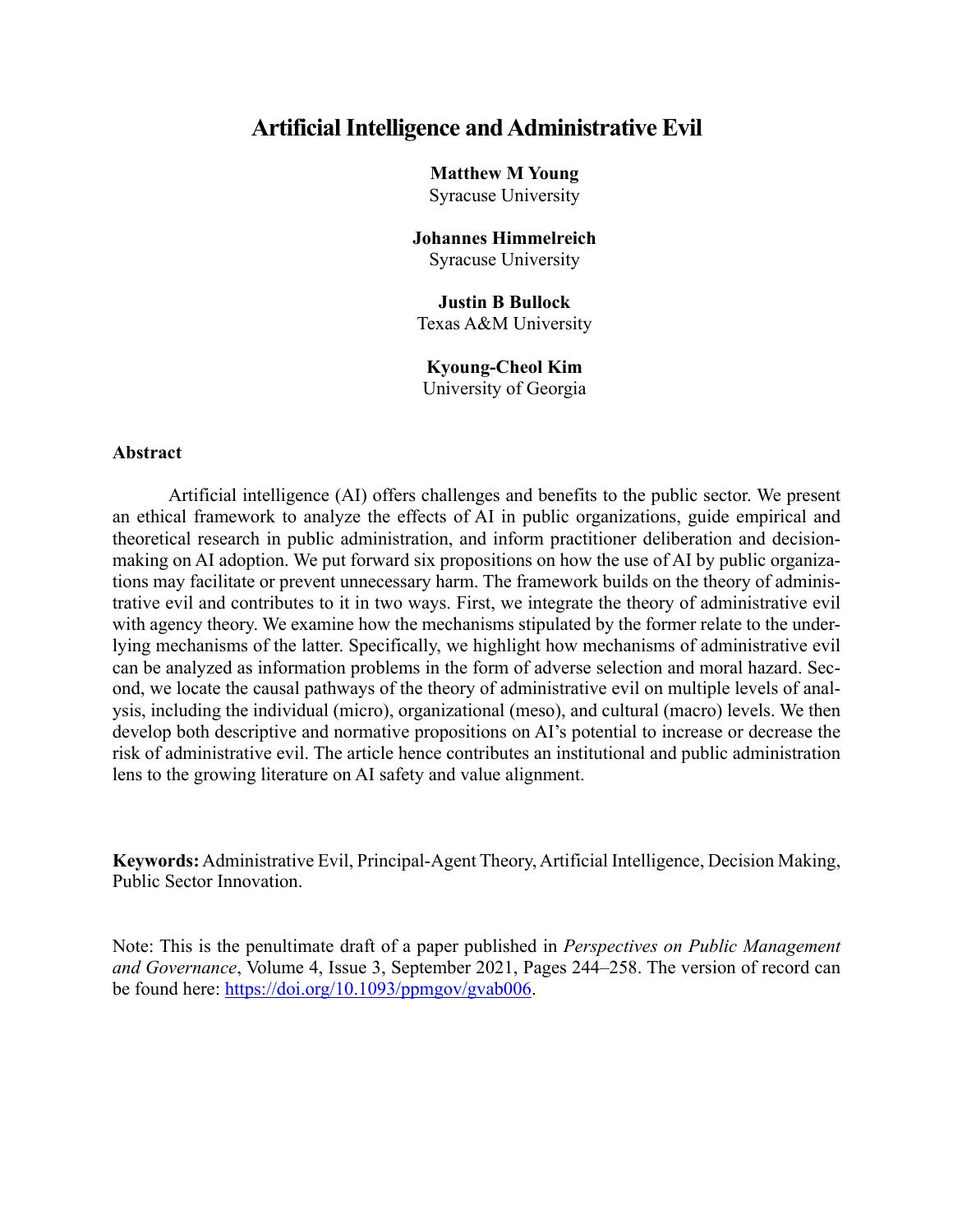# Artificial Intelligence and Administrative Evil

**Matthew M Young**
Syracuse University

**Johannes Himmelreich**
Syracuse University

**Justin B Bullock**
Texas A&M University

**Kyoung-Cheol Kim**
University of Georgia

## Abstract

Artificial intelligence (AI) offers challenges and benefits to the public sector. We present an ethical framework to analyze the effects of AI in public organizations, guide empirical and theoretical research in public administration, and inform practitioner deliberation and decision-making on AI adoption. We put forward six propositions on how the use of AI by public organizations may facilitate or prevent unnecessary harm. The framework builds on the theory of administrative evil and contributes to it in two ways. First, we integrate the theory of administrative evil with agency theory. We examine how the mechanisms stipulated by the former relate to the underlying mechanisms of the latter. Specifically, we highlight how mechanisms of administrative evil can be analyzed as information problems in the form of adverse selection and moral hazard. Second, we locate the causal pathways of the theory of administrative evil on multiple levels of analysis, including the individual (micro), organizational (meso), and cultural (macro) levels. We then develop both descriptive and normative propositions on AI's potential to increase or decrease the risk of administrative evil. The article hence contributes an institutional and public administration lens to the growing literature on AI safety and value alignment.

**Keywords:** Administrative Evil, Principal-Agent Theory, Artificial Intelligence, Decision Making, Public Sector Innovation.

Note: This is the penultimate draft of a paper published in *Perspectives on Public Management and Governance*, Volume 4, Issue 3, September 2021, Pages 244–258. The version of record can be found here: https://doi.org/10.1093/ppmgov/gvab006.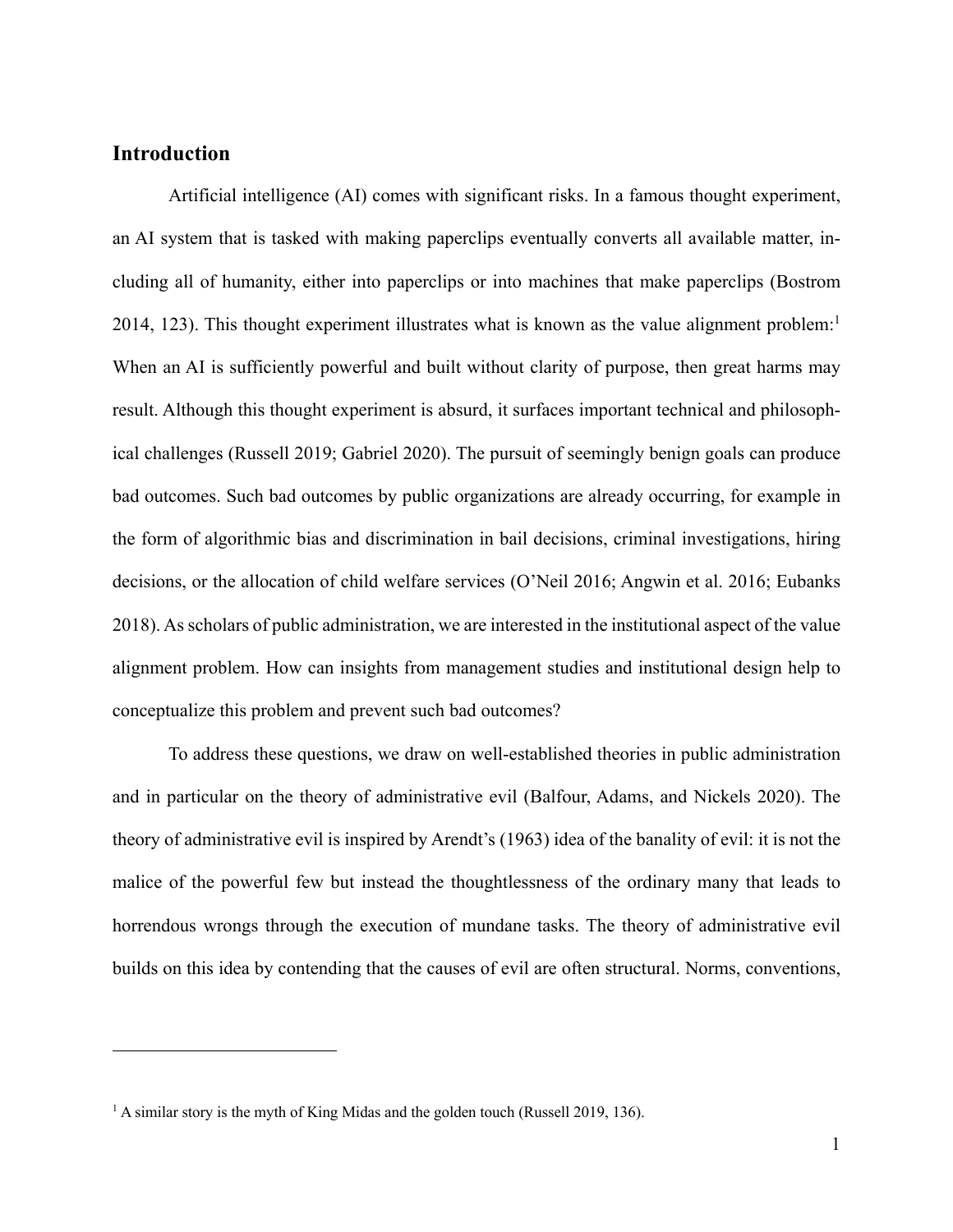## Introduction

Artificial intelligence (AI) comes with significant risks. In a famous thought experiment, an AI system that is tasked with making paperclips eventually converts all available matter, including all of humanity, either into paperclips or into machines that make paperclips (Bostrom 2014, 123). This thought experiment illustrates what is known as the value alignment problem:[1] When an AI is sufficiently powerful and built without clarity of purpose, then great harms may result. Although this thought experiment is absurd, it surfaces important technical and philosophical challenges (Russell 2019; Gabriel 2020). The pursuit of seemingly benign goals can produce bad outcomes. Such bad outcomes by public organizations are already occurring, for example in the form of algorithmic bias and discrimination in bail decisions, criminal investigations, hiring decisions, or the allocation of child welfare services (O'Neil 2016; Angwin et al. 2016; Eubanks 2018). As scholars of public administration, we are interested in the institutional aspect of the value alignment problem. How can insights from management studies and institutional design help to conceptualize this problem and prevent such bad outcomes?

To address these questions, we draw on well-established theories in public administration and in particular on the theory of administrative evil (Balfour, Adams, and Nickels 2020). The theory of administrative evil is inspired by Arendt's (1963) idea of the banality of evil: it is not the malice of the powerful few but instead the thoughtlessness of the ordinary many that leads to horrendous wrongs through the execution of mundane tasks. The theory of administrative evil builds on this idea by contending that the causes of evil are often structural. Norms, conventions,

[1] A similar story is the myth of King Midas and the golden touch (Russell 2019, 136).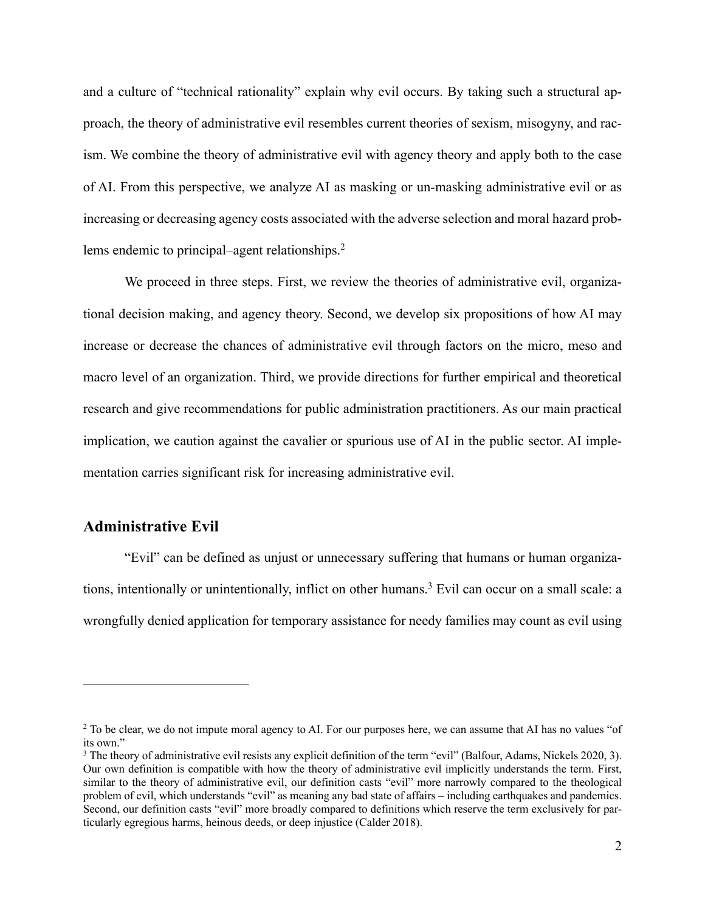and a culture of "technical rationality" explain why evil occurs. By taking such a structural approach, the theory of administrative evil resembles current theories of sexism, misogyny, and racism. We combine the theory of administrative evil with agency theory and apply both to the case of AI. From this perspective, we analyze AI as masking or un-masking administrative evil or as increasing or decreasing agency costs associated with the adverse selection and moral hazard problems endemic to principal–agent relationships.[2]

We proceed in three steps. First, we review the theories of administrative evil, organizational decision making, and agency theory. Second, we develop six propositions of how AI may increase or decrease the chances of administrative evil through factors on the micro, meso and macro level of an organization. Third, we provide directions for further empirical and theoretical research and give recommendations for public administration practitioners. As our main practical implication, we caution against the cavalier or spurious use of AI in the public sector. AI implementation carries significant risk for increasing administrative evil.

## Administrative Evil

"Evil" can be defined as unjust or unnecessary suffering that humans or human organizations, intentionally or unintentionally, inflict on other humans.[3] Evil can occur on a small scale: a wrongfully denied application for temporary assistance for needy families may count as evil using

---

[2] To be clear, we do not impute moral agency to AI. For our purposes here, we can assume that AI has no values "of its own."

[3] The theory of administrative evil resists any explicit definition of the term "evil" (Balfour, Adams, Nickels 2020, 3). Our own definition is compatible with how the theory of administrative evil implicitly understands the term. First, similar to the theory of administrative evil, our definition casts "evil" more narrowly compared to the theological problem of evil, which understands "evil" as meaning any bad state of affairs – including earthquakes and pandemics. Second, our definition casts "evil" more broadly compared to definitions which reserve the term exclusively for particularly egregious harms, heinous deeds, or deep injustice (Calder 2018).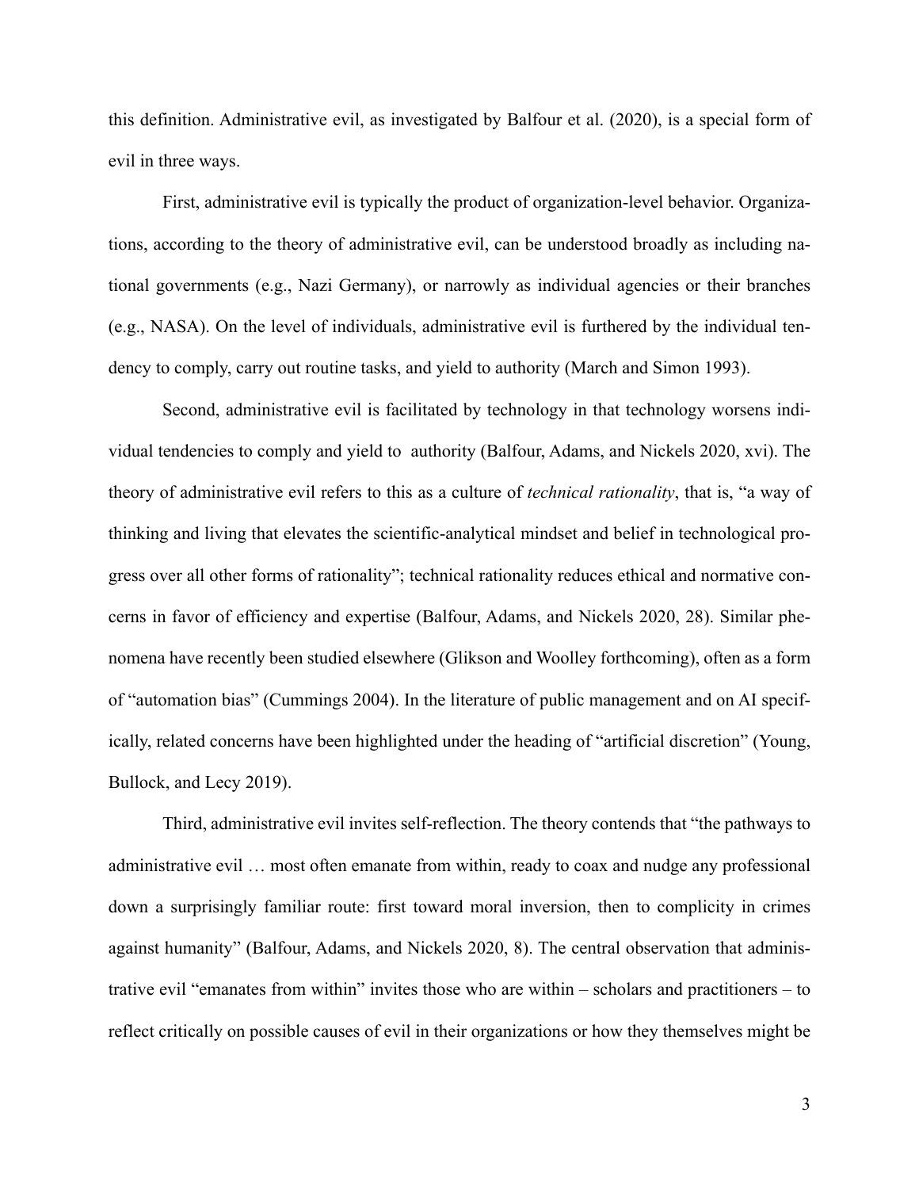this definition. Administrative evil, as investigated by Balfour et al. (2020), is a special form of evil in three ways.

First, administrative evil is typically the product of organization-level behavior. Organizations, according to the theory of administrative evil, can be understood broadly as including national governments (e.g., Nazi Germany), or narrowly as individual agencies or their branches (e.g., NASA). On the level of individuals, administrative evil is furthered by the individual tendency to comply, carry out routine tasks, and yield to authority (March and Simon 1993).

Second, administrative evil is facilitated by technology in that technology worsens individual tendencies to comply and yield to authority (Balfour, Adams, and Nickels 2020, xvi). The theory of administrative evil refers to this as a culture of *technical rationality*, that is, "a way of thinking and living that elevates the scientific-analytical mindset and belief in technological progress over all other forms of rationality"; technical rationality reduces ethical and normative concerns in favor of efficiency and expertise (Balfour, Adams, and Nickels 2020, 28). Similar phenomena have recently been studied elsewhere (Glikson and Woolley forthcoming), often as a form of "automation bias" (Cummings 2004). In the literature of public management and on AI specifically, related concerns have been highlighted under the heading of "artificial discretion" (Young, Bullock, and Lecy 2019).

Third, administrative evil invites self-reflection. The theory contends that "the pathways to administrative evil … most often emanate from within, ready to coax and nudge any professional down a surprisingly familiar route: first toward moral inversion, then to complicity in crimes against humanity" (Balfour, Adams, and Nickels 2020, 8). The central observation that administrative evil "emanates from within" invites those who are within – scholars and practitioners – to reflect critically on possible causes of evil in their organizations or how they themselves might be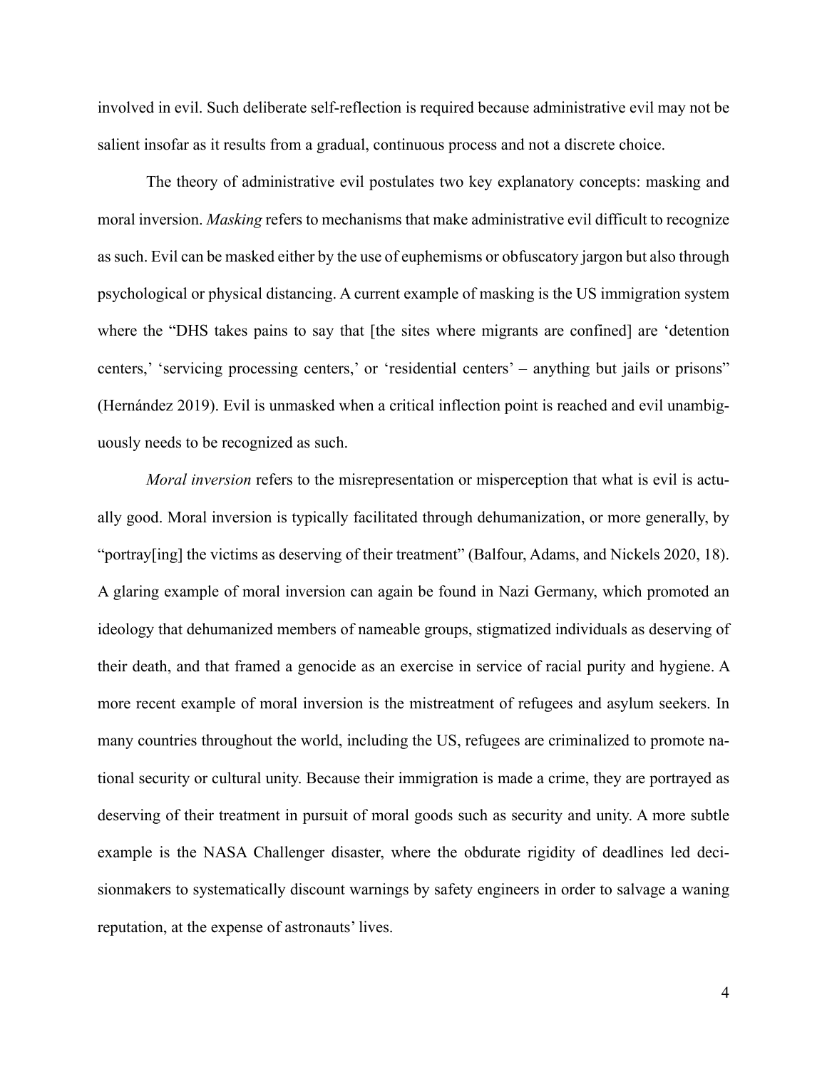involved in evil. Such deliberate self-reflection is required because administrative evil may not be salient insofar as it results from a gradual, continuous process and not a discrete choice.

The theory of administrative evil postulates two key explanatory concepts: masking and moral inversion. *Masking* refers to mechanisms that make administrative evil difficult to recognize as such. Evil can be masked either by the use of euphemisms or obfuscatory jargon but also through psychological or physical distancing. A current example of masking is the US immigration system where the "DHS takes pains to say that [the sites where migrants are confined] are 'detention centers,' 'servicing processing centers,' or 'residential centers' – anything but jails or prisons" (Hernández 2019). Evil is unmasked when a critical inflection point is reached and evil unambiguously needs to be recognized as such.

*Moral inversion* refers to the misrepresentation or misperception that what is evil is actually good. Moral inversion is typically facilitated through dehumanization, or more generally, by "portray[ing] the victims as deserving of their treatment" (Balfour, Adams, and Nickels 2020, 18). A glaring example of moral inversion can again be found in Nazi Germany, which promoted an ideology that dehumanized members of nameable groups, stigmatized individuals as deserving of their death, and that framed a genocide as an exercise in service of racial purity and hygiene. A more recent example of moral inversion is the mistreatment of refugees and asylum seekers. In many countries throughout the world, including the US, refugees are criminalized to promote national security or cultural unity. Because their immigration is made a crime, they are portrayed as deserving of their treatment in pursuit of moral goods such as security and unity. A more subtle example is the NASA Challenger disaster, where the obdurate rigidity of deadlines led decisionmakers to systematically discount warnings by safety engineers in order to salvage a waning reputation, at the expense of astronauts' lives.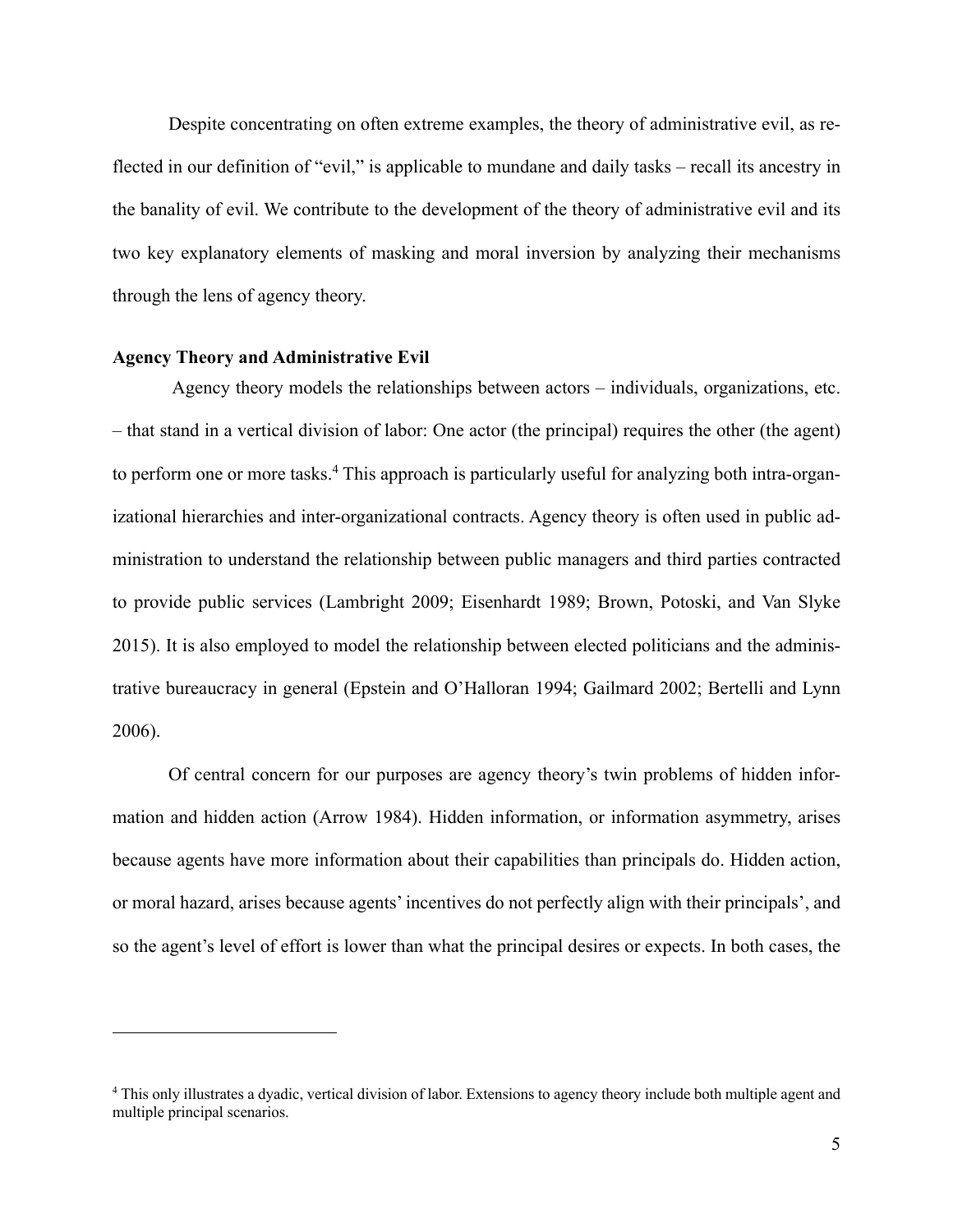Despite concentrating on often extreme examples, the theory of administrative evil, as reflected in our definition of "evil," is applicable to mundane and daily tasks – recall its ancestry in the banality of evil. We contribute to the development of the theory of administrative evil and its two key explanatory elements of masking and moral inversion by analyzing their mechanisms through the lens of agency theory.

### Agency Theory and Administrative Evil

Agency theory models the relationships between actors – individuals, organizations, etc. – that stand in a vertical division of labor: One actor (the principal) requires the other (the agent) to perform one or more tasks.[4] This approach is particularly useful for analyzing both intra-organizational hierarchies and inter-organizational contracts. Agency theory is often used in public administration to understand the relationship between public managers and third parties contracted to provide public services (Lambright 2009; Eisenhardt 1989; Brown, Potoski, and Van Slyke 2015). It is also employed to model the relationship between elected politicians and the administrative bureaucracy in general (Epstein and O'Halloran 1994; Gailmard 2002; Bertelli and Lynn 2006).

Of central concern for our purposes are agency theory's twin problems of hidden information and hidden action (Arrow 1984). Hidden information, or information asymmetry, arises because agents have more information about their capabilities than principals do. Hidden action, or moral hazard, arises because agents' incentives do not perfectly align with their principals', and so the agent's level of effort is lower than what the principal desires or expects. In both cases, the

[4] This only illustrates a dyadic, vertical division of labor. Extensions to agency theory include both multiple agent and multiple principal scenarios.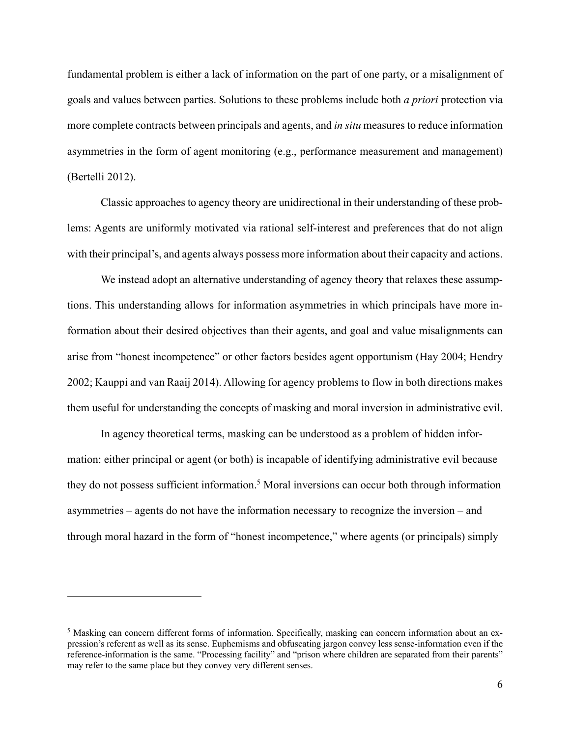fundamental problem is either a lack of information on the part of one party, or a misalignment of goals and values between parties. Solutions to these problems include both *a priori* protection via more complete contracts between principals and agents, and *in situ* measures to reduce information asymmetries in the form of agent monitoring (e.g., performance measurement and management) (Bertelli 2012).

Classic approaches to agency theory are unidirectional in their understanding of these problems: Agents are uniformly motivated via rational self-interest and preferences that do not align with their principal's, and agents always possess more information about their capacity and actions.

We instead adopt an alternative understanding of agency theory that relaxes these assumptions. This understanding allows for information asymmetries in which principals have more information about their desired objectives than their agents, and goal and value misalignments can arise from "honest incompetence" or other factors besides agent opportunism (Hay 2004; Hendry 2002; Kauppi and van Raaij 2014). Allowing for agency problems to flow in both directions makes them useful for understanding the concepts of masking and moral inversion in administrative evil.

In agency theoretical terms, masking can be understood as a problem of hidden information: either principal or agent (or both) is incapable of identifying administrative evil because they do not possess sufficient information.[5] Moral inversions can occur both through information asymmetries – agents do not have the information necessary to recognize the inversion – and through moral hazard in the form of "honest incompetence," where agents (or principals) simply

[5] Masking can concern different forms of information. Specifically, masking can concern information about an expression's referent as well as its sense. Euphemisms and obfuscating jargon convey less sense-information even if the reference-information is the same. "Processing facility" and "prison where children are separated from their parents" may refer to the same place but they convey very different senses.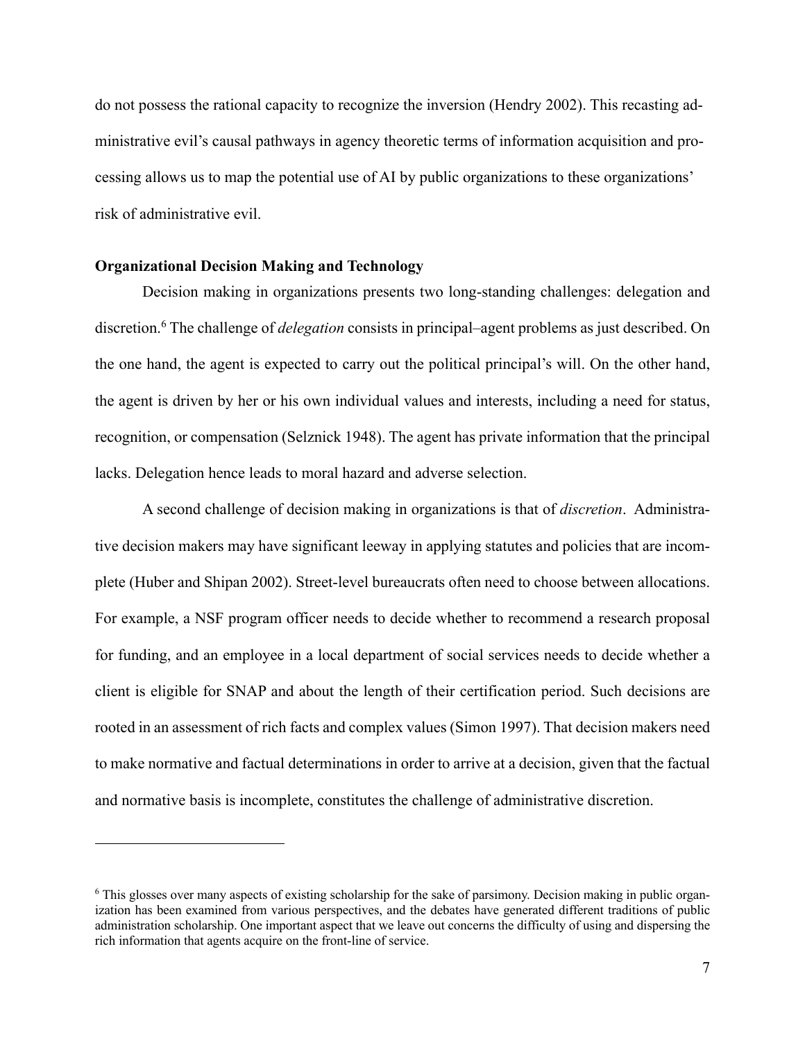do not possess the rational capacity to recognize the inversion (Hendry 2002). This recasting administrative evil's causal pathways in agency theoretic terms of information acquisition and processing allows us to map the potential use of AI by public organizations to these organizations' risk of administrative evil.

**Organizational Decision Making and Technology**

Decision making in organizations presents two long-standing challenges: delegation and discretion.[6] The challenge of *delegation* consists in principal–agent problems as just described. On the one hand, the agent is expected to carry out the political principal's will. On the other hand, the agent is driven by her or his own individual values and interests, including a need for status, recognition, or compensation (Selznick 1948). The agent has private information that the principal lacks. Delegation hence leads to moral hazard and adverse selection.

A second challenge of decision making in organizations is that of *discretion*. Administrative decision makers may have significant leeway in applying statutes and policies that are incomplete (Huber and Shipan 2002). Street-level bureaucrats often need to choose between allocations. For example, a NSF program officer needs to decide whether to recommend a research proposal for funding, and an employee in a local department of social services needs to decide whether a client is eligible for SNAP and about the length of their certification period. Such decisions are rooted in an assessment of rich facts and complex values (Simon 1997). That decision makers need to make normative and factual determinations in order to arrive at a decision, given that the factual and normative basis is incomplete, constitutes the challenge of administrative discretion.

[6] This glosses over many aspects of existing scholarship for the sake of parsimony. Decision making in public organization has been examined from various perspectives, and the debates have generated different traditions of public administration scholarship. One important aspect that we leave out concerns the difficulty of using and dispersing the rich information that agents acquire on the front-line of service.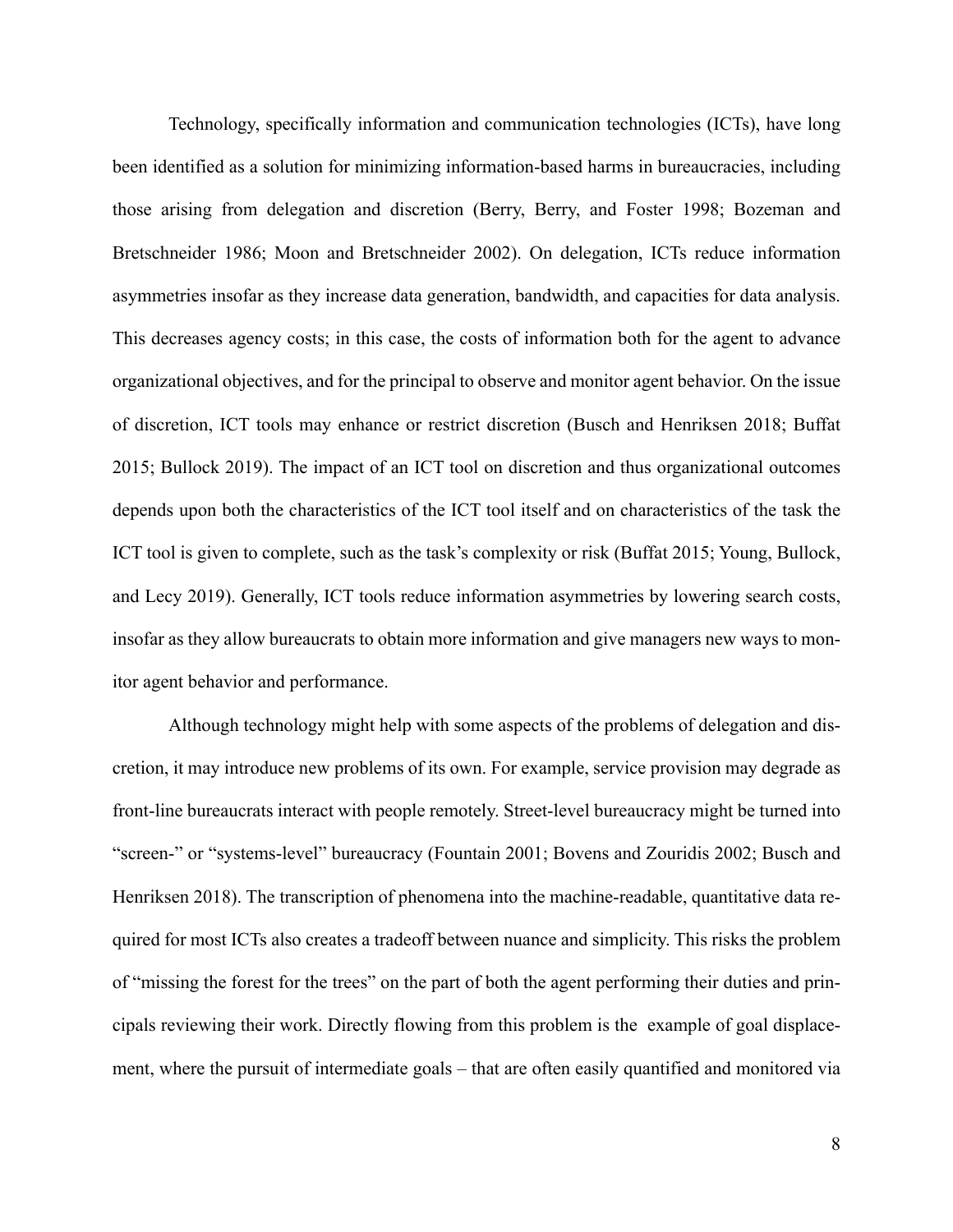Technology, specifically information and communication technologies (ICTs), have long been identified as a solution for minimizing information-based harms in bureaucracies, including those arising from delegation and discretion (Berry, Berry, and Foster 1998; Bozeman and Bretschneider 1986; Moon and Bretschneider 2002). On delegation, ICTs reduce information asymmetries insofar as they increase data generation, bandwidth, and capacities for data analysis. This decreases agency costs; in this case, the costs of information both for the agent to advance organizational objectives, and for the principal to observe and monitor agent behavior. On the issue of discretion, ICT tools may enhance or restrict discretion (Busch and Henriksen 2018; Buffat 2015; Bullock 2019). The impact of an ICT tool on discretion and thus organizational outcomes depends upon both the characteristics of the ICT tool itself and on characteristics of the task the ICT tool is given to complete, such as the task's complexity or risk (Buffat 2015; Young, Bullock, and Lecy 2019). Generally, ICT tools reduce information asymmetries by lowering search costs, insofar as they allow bureaucrats to obtain more information and give managers new ways to monitor agent behavior and performance.

Although technology might help with some aspects of the problems of delegation and discretion, it may introduce new problems of its own. For example, service provision may degrade as front-line bureaucrats interact with people remotely. Street-level bureaucracy might be turned into "screen-" or "systems-level" bureaucracy (Fountain 2001; Bovens and Zouridis 2002; Busch and Henriksen 2018). The transcription of phenomena into the machine-readable, quantitative data required for most ICTs also creates a tradeoff between nuance and simplicity. This risks the problem of "missing the forest for the trees" on the part of both the agent performing their duties and principals reviewing their work. Directly flowing from this problem is the example of goal displacement, where the pursuit of intermediate goals – that are often easily quantified and monitored via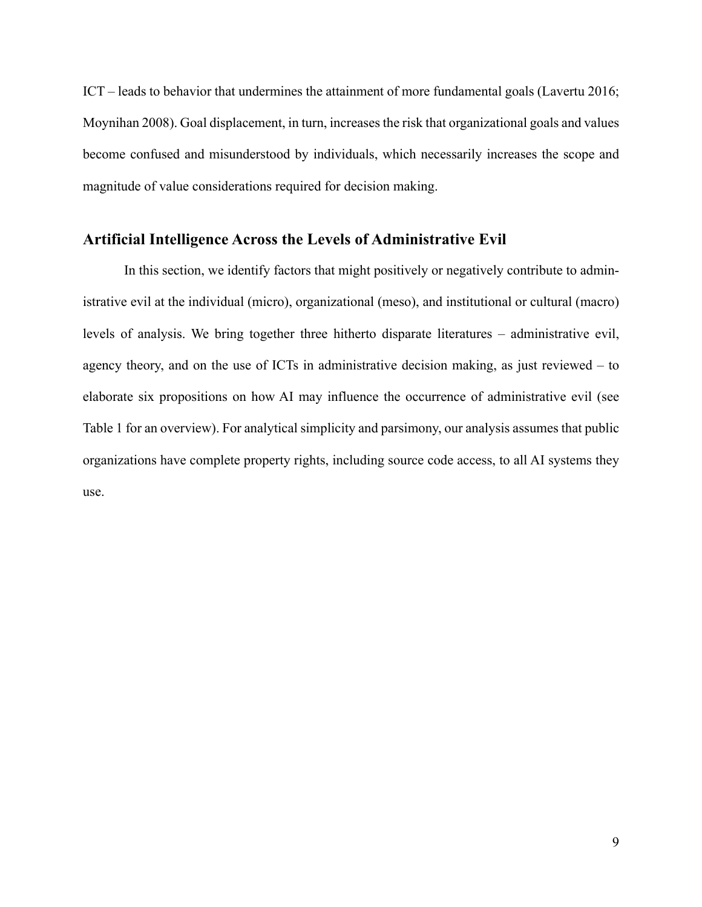ICT – leads to behavior that undermines the attainment of more fundamental goals (Lavertu 2016; Moynihan 2008). Goal displacement, in turn, increases the risk that organizational goals and values become confused and misunderstood by individuals, which necessarily increases the scope and magnitude of value considerations required for decision making.

## Artificial Intelligence Across the Levels of Administrative Evil

In this section, we identify factors that might positively or negatively contribute to administrative evil at the individual (micro), organizational (meso), and institutional or cultural (macro) levels of analysis. We bring together three hitherto disparate literatures – administrative evil, agency theory, and on the use of ICTs in administrative decision making, as just reviewed – to elaborate six propositions on how AI may influence the occurrence of administrative evil (see Table 1 for an overview). For analytical simplicity and parsimony, our analysis assumes that public organizations have complete property rights, including source code access, to all AI systems they use.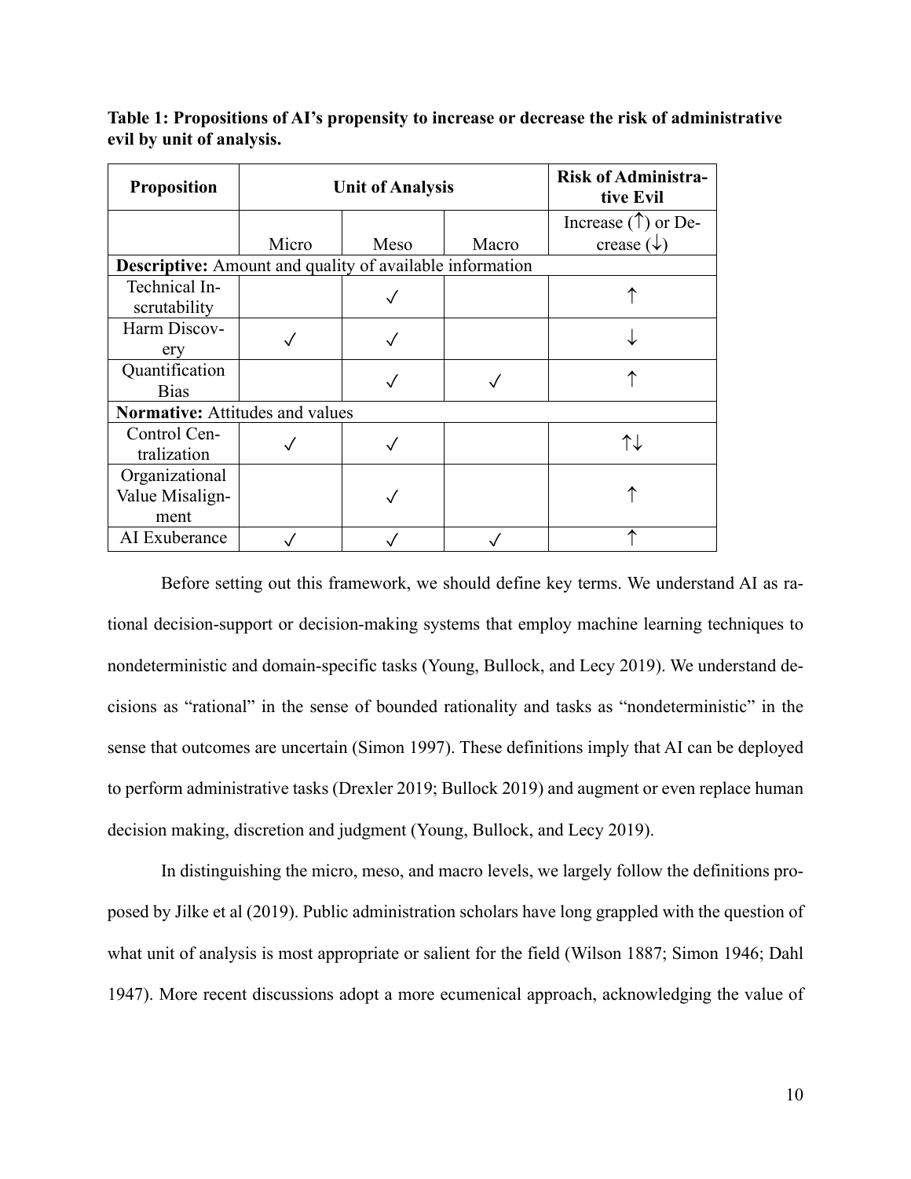**Table 1: Propositions of AI's propensity to increase or decrease the risk of administrative evil by unit of analysis.**

| Proposition | Unit of Analysis | | | Risk of Administrative Evil |
|---|---|---|---|---|
| | Micro | Meso | Macro | Increase (↑) or Decrease (↓) |
| **Descriptive:** Amount and quality of available information | | | | |
| Technical Inscrutability | | ✓ | | ↑ |
| Harm Discovery | ✓ | ✓ | | ↓ |
| Quantification Bias | | ✓ | ✓ | ↑ |
| **Normative:** Attitudes and values | | | | |
| Control Centralization | ✓ | ✓ | | ↑↓ |
| Organizational Value Misalignment | | ✓ | | ↑ |
| AI Exuberance | ✓ | ✓ | ✓ | ↑ |

Before setting out this framework, we should define key terms. We understand AI as rational decision-support or decision-making systems that employ machine learning techniques to nondeterministic and domain-specific tasks (Young, Bullock, and Lecy 2019). We understand decisions as "rational" in the sense of bounded rationality and tasks as "nondeterministic" in the sense that outcomes are uncertain (Simon 1997). These definitions imply that AI can be deployed to perform administrative tasks (Drexler 2019; Bullock 2019) and augment or even replace human decision making, discretion and judgment (Young, Bullock, and Lecy 2019).

In distinguishing the micro, meso, and macro levels, we largely follow the definitions proposed by Jilke et al (2019). Public administration scholars have long grappled with the question of what unit of analysis is most appropriate or salient for the field (Wilson 1887; Simon 1946; Dahl 1947). More recent discussions adopt a more ecumenical approach, acknowledging the value of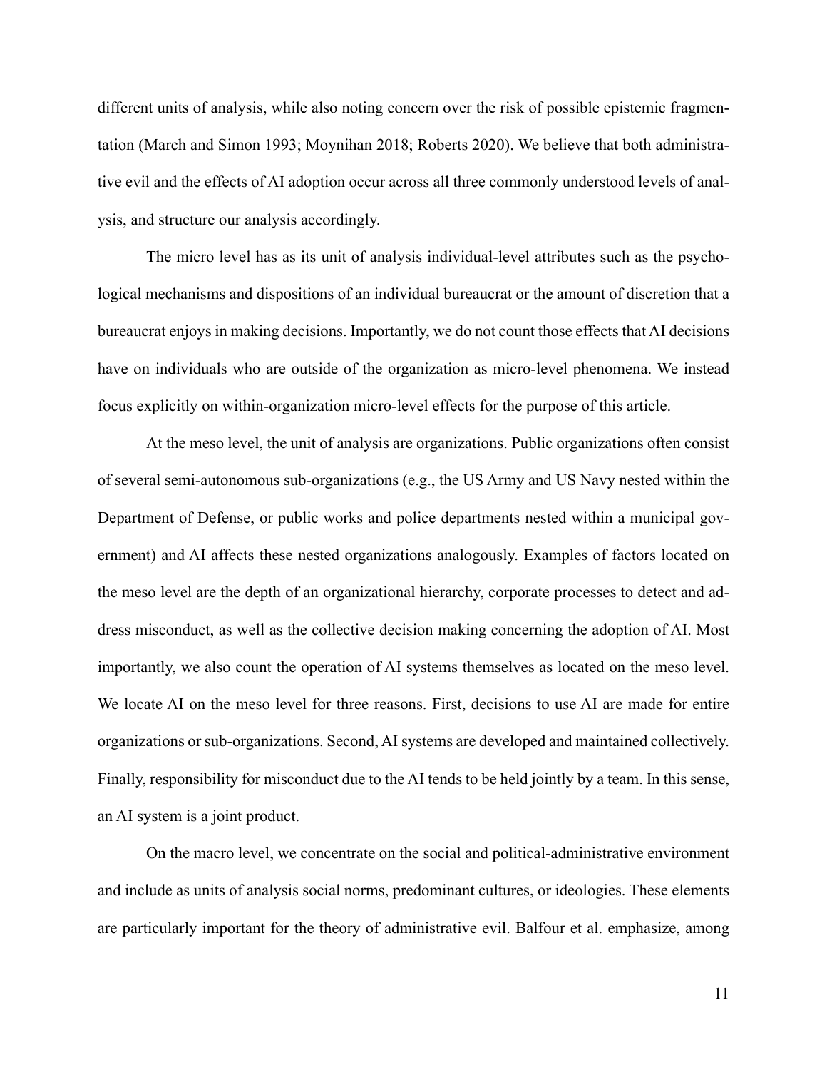different units of analysis, while also noting concern over the risk of possible epistemic fragmentation (March and Simon 1993; Moynihan 2018; Roberts 2020). We believe that both administrative evil and the effects of AI adoption occur across all three commonly understood levels of analysis, and structure our analysis accordingly.

The micro level has as its unit of analysis individual-level attributes such as the psychological mechanisms and dispositions of an individual bureaucrat or the amount of discretion that a bureaucrat enjoys in making decisions. Importantly, we do not count those effects that AI decisions have on individuals who are outside of the organization as micro-level phenomena. We instead focus explicitly on within-organization micro-level effects for the purpose of this article.

At the meso level, the unit of analysis are organizations. Public organizations often consist of several semi-autonomous sub-organizations (e.g., the US Army and US Navy nested within the Department of Defense, or public works and police departments nested within a municipal government) and AI affects these nested organizations analogously. Examples of factors located on the meso level are the depth of an organizational hierarchy, corporate processes to detect and address misconduct, as well as the collective decision making concerning the adoption of AI. Most importantly, we also count the operation of AI systems themselves as located on the meso level. We locate AI on the meso level for three reasons. First, decisions to use AI are made for entire organizations or sub-organizations. Second, AI systems are developed and maintained collectively. Finally, responsibility for misconduct due to the AI tends to be held jointly by a team. In this sense, an AI system is a joint product.

On the macro level, we concentrate on the social and political-administrative environment and include as units of analysis social norms, predominant cultures, or ideologies. These elements are particularly important for the theory of administrative evil. Balfour et al. emphasize, among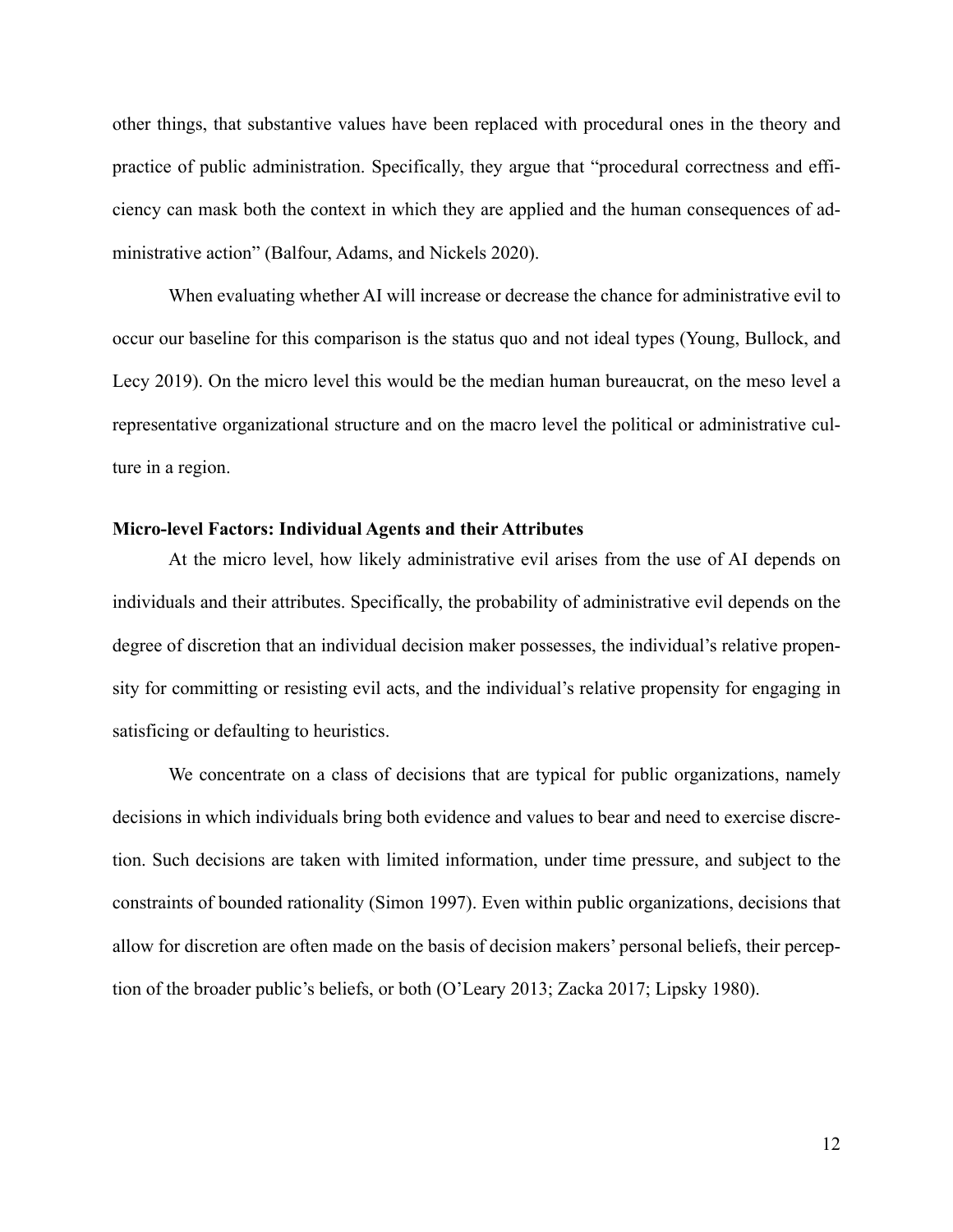other things, that substantive values have been replaced with procedural ones in the theory and practice of public administration. Specifically, they argue that "procedural correctness and efficiency can mask both the context in which they are applied and the human consequences of administrative action" (Balfour, Adams, and Nickels 2020).

When evaluating whether AI will increase or decrease the chance for administrative evil to occur our baseline for this comparison is the status quo and not ideal types (Young, Bullock, and Lecy 2019). On the micro level this would be the median human bureaucrat, on the meso level a representative organizational structure and on the macro level the political or administrative culture in a region.

### Micro-level Factors: Individual Agents and their Attributes

At the micro level, how likely administrative evil arises from the use of AI depends on individuals and their attributes. Specifically, the probability of administrative evil depends on the degree of discretion that an individual decision maker possesses, the individual's relative propensity for committing or resisting evil acts, and the individual's relative propensity for engaging in satisficing or defaulting to heuristics.

We concentrate on a class of decisions that are typical for public organizations, namely decisions in which individuals bring both evidence and values to bear and need to exercise discretion. Such decisions are taken with limited information, under time pressure, and subject to the constraints of bounded rationality (Simon 1997). Even within public organizations, decisions that allow for discretion are often made on the basis of decision makers' personal beliefs, their perception of the broader public's beliefs, or both (O'Leary 2013; Zacka 2017; Lipsky 1980).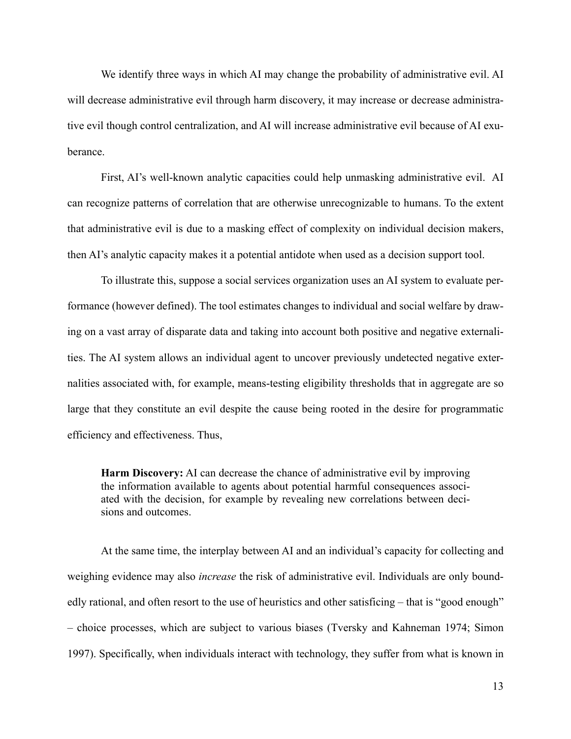We identify three ways in which AI may change the probability of administrative evil. AI will decrease administrative evil through harm discovery, it may increase or decrease administrative evil though control centralization, and AI will increase administrative evil because of AI exuberance.

First, AI's well-known analytic capacities could help unmasking administrative evil. AI can recognize patterns of correlation that are otherwise unrecognizable to humans. To the extent that administrative evil is due to a masking effect of complexity on individual decision makers, then AI's analytic capacity makes it a potential antidote when used as a decision support tool.

To illustrate this, suppose a social services organization uses an AI system to evaluate performance (however defined). The tool estimates changes to individual and social welfare by drawing on a vast array of disparate data and taking into account both positive and negative externalities. The AI system allows an individual agent to uncover previously undetected negative externalities associated with, for example, means-testing eligibility thresholds that in aggregate are so large that they constitute an evil despite the cause being rooted in the desire for programmatic efficiency and effectiveness. Thus,

> **Harm Discovery:** AI can decrease the chance of administrative evil by improving the information available to agents about potential harmful consequences associated with the decision, for example by revealing new correlations between decisions and outcomes.

At the same time, the interplay between AI and an individual's capacity for collecting and weighing evidence may also *increase* the risk of administrative evil. Individuals are only boundedly rational, and often resort to the use of heuristics and other satisficing – that is "good enough" – choice processes, which are subject to various biases (Tversky and Kahneman 1974; Simon 1997). Specifically, when individuals interact with technology, they suffer from what is known in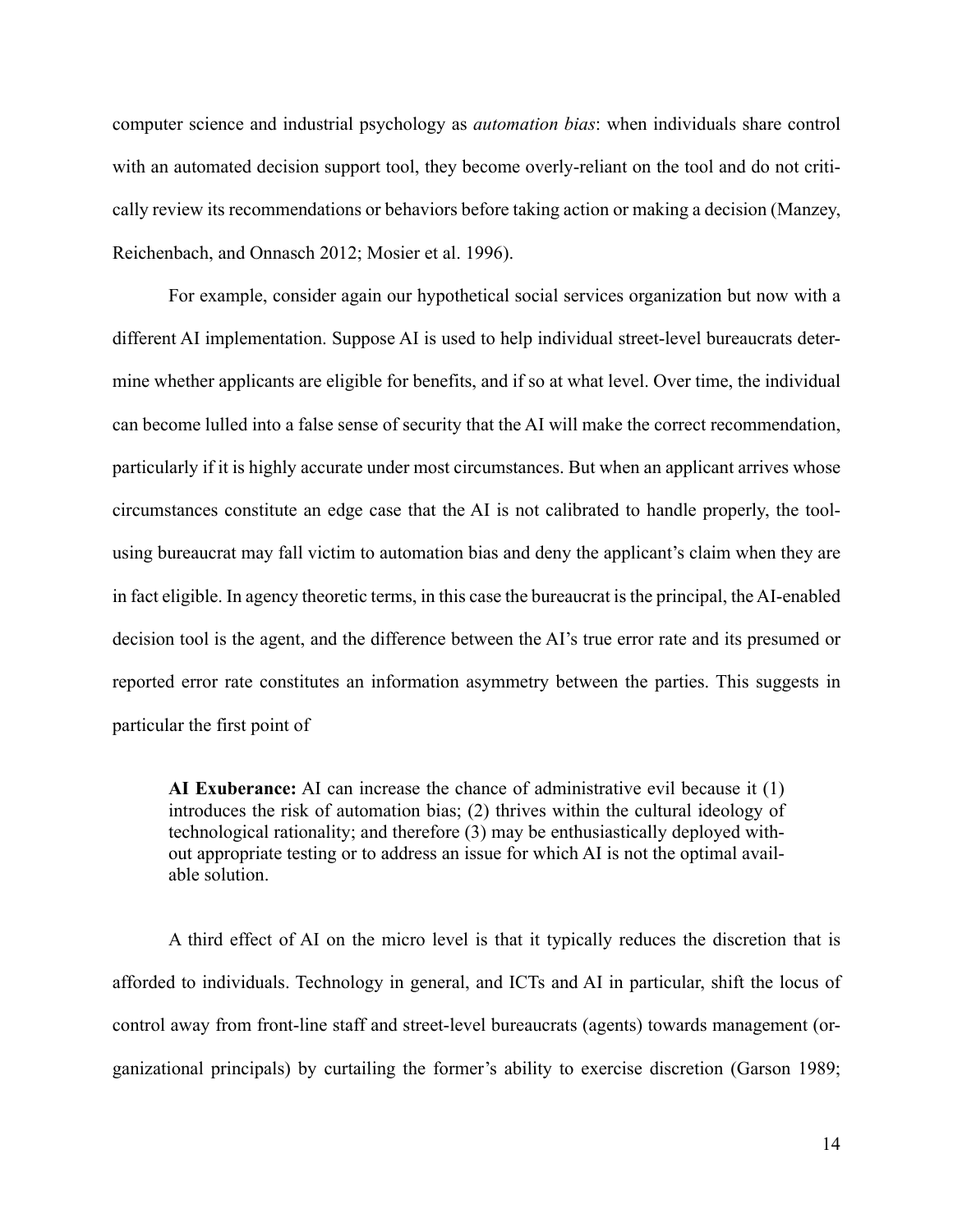computer science and industrial psychology as *automation bias*: when individuals share control with an automated decision support tool, they become overly-reliant on the tool and do not critically review its recommendations or behaviors before taking action or making a decision (Manzey, Reichenbach, and Onnasch 2012; Mosier et al. 1996).

For example, consider again our hypothetical social services organization but now with a different AI implementation. Suppose AI is used to help individual street-level bureaucrats determine whether applicants are eligible for benefits, and if so at what level. Over time, the individual can become lulled into a false sense of security that the AI will make the correct recommendation, particularly if it is highly accurate under most circumstances. But when an applicant arrives whose circumstances constitute an edge case that the AI is not calibrated to handle properly, the tool-using bureaucrat may fall victim to automation bias and deny the applicant's claim when they are in fact eligible. In agency theoretic terms, in this case the bureaucrat is the principal, the AI-enabled decision tool is the agent, and the difference between the AI's true error rate and its presumed or reported error rate constitutes an information asymmetry between the parties. This suggests in particular the first point of

> **AI Exuberance:** AI can increase the chance of administrative evil because it (1) introduces the risk of automation bias; (2) thrives within the cultural ideology of technological rationality; and therefore (3) may be enthusiastically deployed without appropriate testing or to address an issue for which AI is not the optimal available solution.

A third effect of AI on the micro level is that it typically reduces the discretion that is afforded to individuals. Technology in general, and ICTs and AI in particular, shift the locus of control away from front-line staff and street-level bureaucrats (agents) towards management (organizational principals) by curtailing the former's ability to exercise discretion (Garson 1989;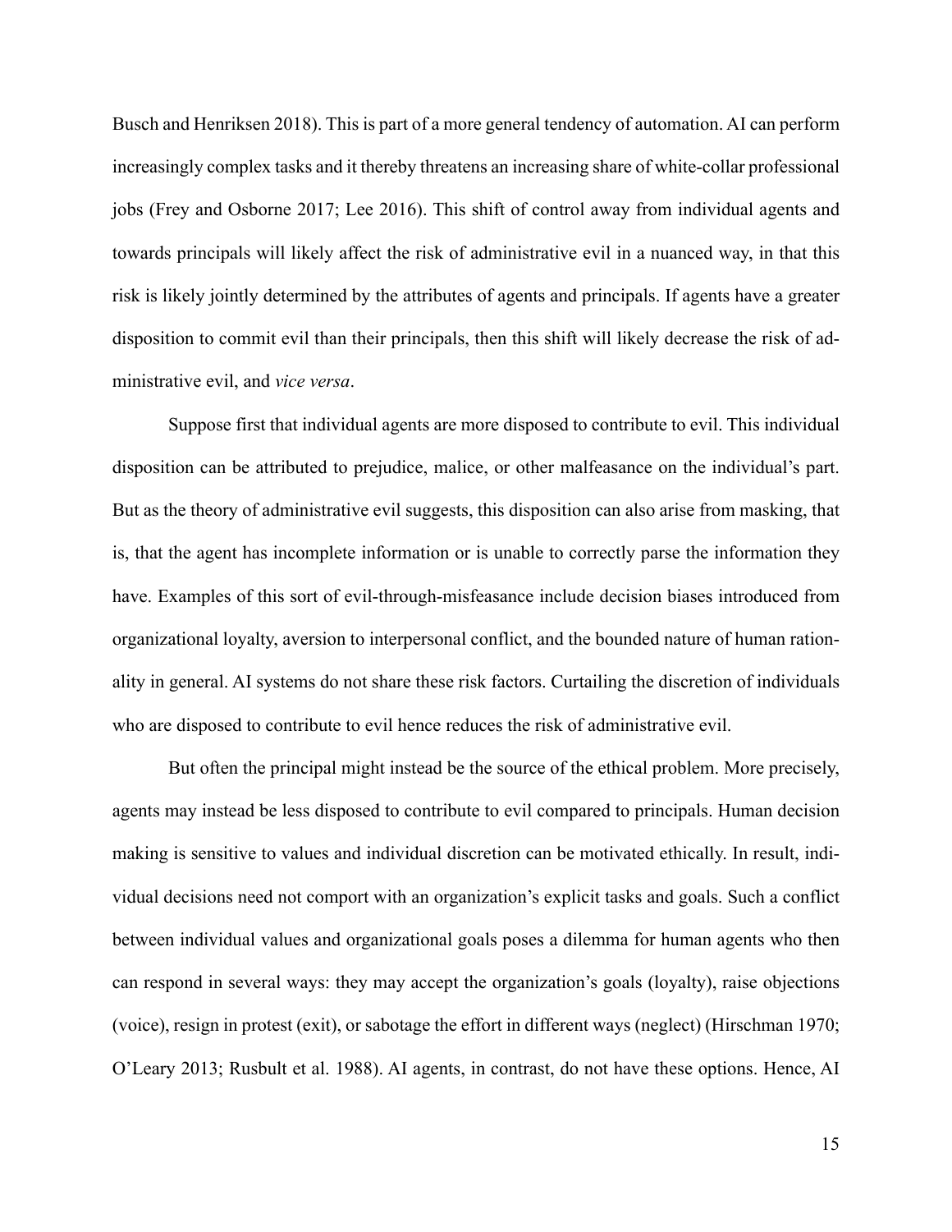Busch and Henriksen 2018). This is part of a more general tendency of automation. AI can perform increasingly complex tasks and it thereby threatens an increasing share of white-collar professional jobs (Frey and Osborne 2017; Lee 2016). This shift of control away from individual agents and towards principals will likely affect the risk of administrative evil in a nuanced way, in that this risk is likely jointly determined by the attributes of agents and principals. If agents have a greater disposition to commit evil than their principals, then this shift will likely decrease the risk of administrative evil, and *vice versa*.

Suppose first that individual agents are more disposed to contribute to evil. This individual disposition can be attributed to prejudice, malice, or other malfeasance on the individual's part. But as the theory of administrative evil suggests, this disposition can also arise from masking, that is, that the agent has incomplete information or is unable to correctly parse the information they have. Examples of this sort of evil-through-misfeasance include decision biases introduced from organizational loyalty, aversion to interpersonal conflict, and the bounded nature of human rationality in general. AI systems do not share these risk factors. Curtailing the discretion of individuals who are disposed to contribute to evil hence reduces the risk of administrative evil.

But often the principal might instead be the source of the ethical problem. More precisely, agents may instead be less disposed to contribute to evil compared to principals. Human decision making is sensitive to values and individual discretion can be motivated ethically. In result, individual decisions need not comport with an organization's explicit tasks and goals. Such a conflict between individual values and organizational goals poses a dilemma for human agents who then can respond in several ways: they may accept the organization's goals (loyalty), raise objections (voice), resign in protest (exit), or sabotage the effort in different ways (neglect) (Hirschman 1970; O'Leary 2013; Rusbult et al. 1988). AI agents, in contrast, do not have these options. Hence, AI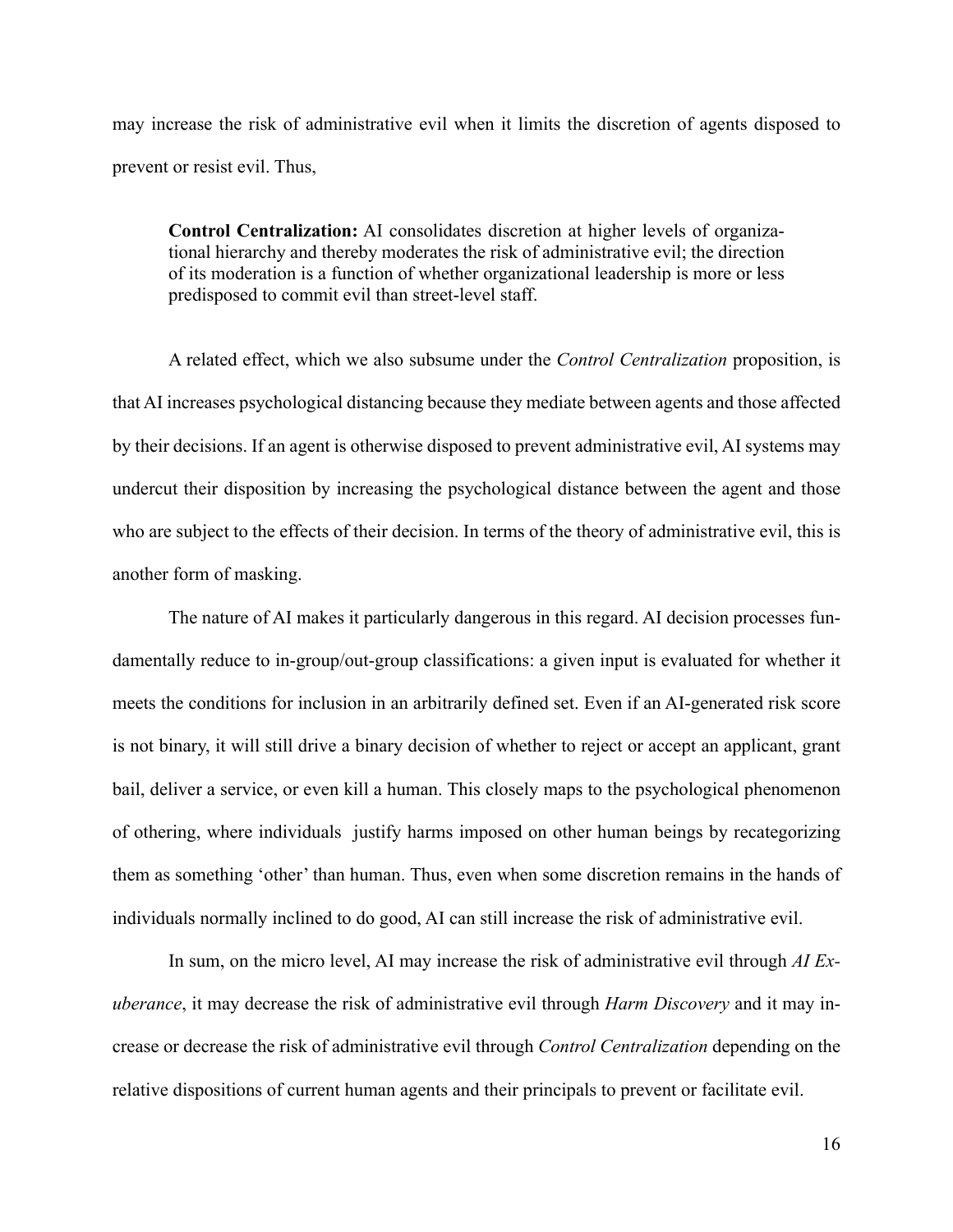may increase the risk of administrative evil when it limits the discretion of agents disposed to prevent or resist evil. Thus,

> **Control Centralization:** AI consolidates discretion at higher levels of organizational hierarchy and thereby moderates the risk of administrative evil; the direction of its moderation is a function of whether organizational leadership is more or less predisposed to commit evil than street-level staff.

A related effect, which we also subsume under the *Control Centralization* proposition, is that AI increases psychological distancing because they mediate between agents and those affected by their decisions. If an agent is otherwise disposed to prevent administrative evil, AI systems may undercut their disposition by increasing the psychological distance between the agent and those who are subject to the effects of their decision. In terms of the theory of administrative evil, this is another form of masking.

The nature of AI makes it particularly dangerous in this regard. AI decision processes fundamentally reduce to in-group/out-group classifications: a given input is evaluated for whether it meets the conditions for inclusion in an arbitrarily defined set. Even if an AI-generated risk score is not binary, it will still drive a binary decision of whether to reject or accept an applicant, grant bail, deliver a service, or even kill a human. This closely maps to the psychological phenomenon of othering, where individuals justify harms imposed on other human beings by recategorizing them as something 'other' than human. Thus, even when some discretion remains in the hands of individuals normally inclined to do good, AI can still increase the risk of administrative evil.

In sum, on the micro level, AI may increase the risk of administrative evil through *AI Exuberance*, it may decrease the risk of administrative evil through *Harm Discovery* and it may increase or decrease the risk of administrative evil through *Control Centralization* depending on the relative dispositions of current human agents and their principals to prevent or facilitate evil.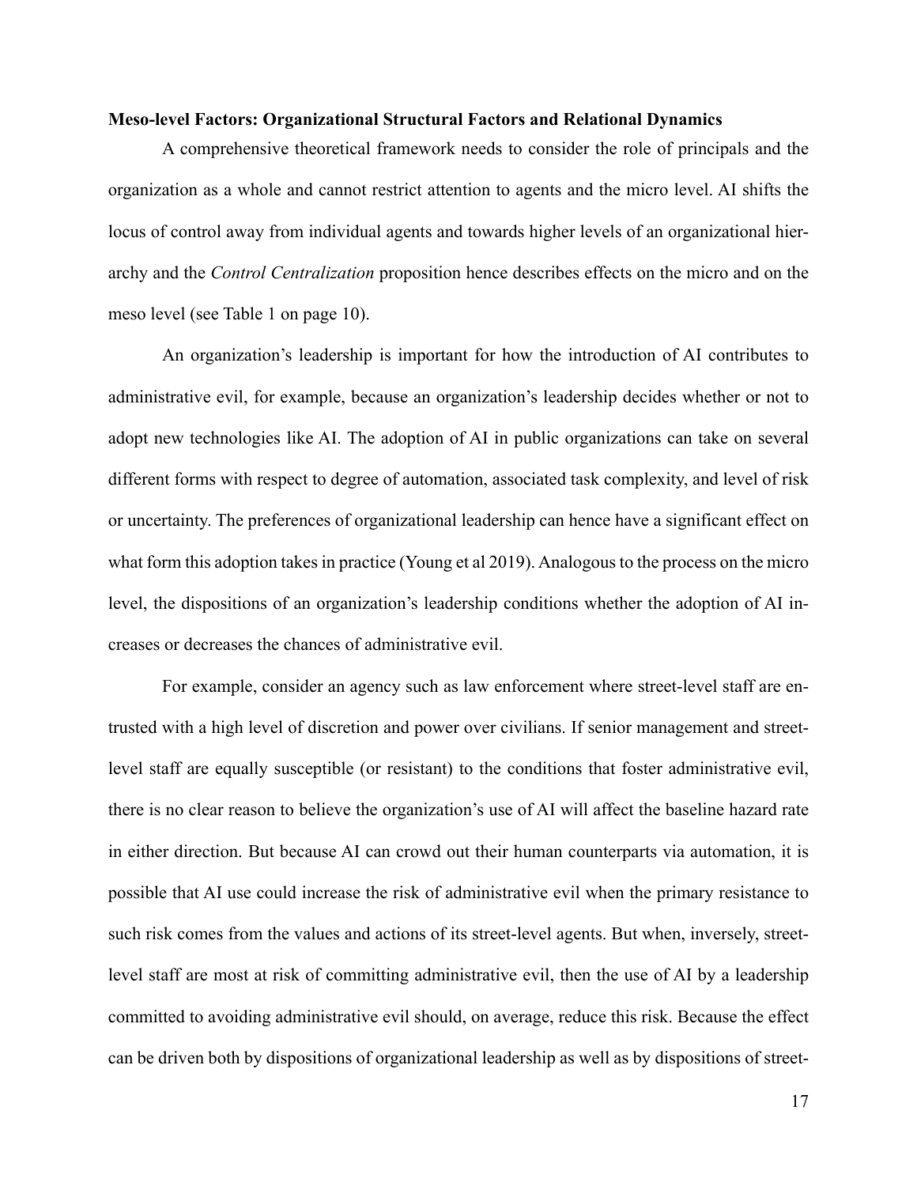**Meso-level Factors: Organizational Structural Factors and Relational Dynamics**

A comprehensive theoretical framework needs to consider the role of principals and the organization as a whole and cannot restrict attention to agents and the micro level. AI shifts the locus of control away from individual agents and towards higher levels of an organizational hierarchy and the *Control Centralization* proposition hence describes effects on the micro and on the meso level (see Table 1 on page 10).

An organization's leadership is important for how the introduction of AI contributes to administrative evil, for example, because an organization's leadership decides whether or not to adopt new technologies like AI. The adoption of AI in public organizations can take on several different forms with respect to degree of automation, associated task complexity, and level of risk or uncertainty. The preferences of organizational leadership can hence have a significant effect on what form this adoption takes in practice (Young et al 2019). Analogous to the process on the micro level, the dispositions of an organization's leadership conditions whether the adoption of AI increases or decreases the chances of administrative evil.

For example, consider an agency such as law enforcement where street-level staff are entrusted with a high level of discretion and power over civilians. If senior management and street-level staff are equally susceptible (or resistant) to the conditions that foster administrative evil, there is no clear reason to believe the organization's use of AI will affect the baseline hazard rate in either direction. But because AI can crowd out their human counterparts via automation, it is possible that AI use could increase the risk of administrative evil when the primary resistance to such risk comes from the values and actions of its street-level agents. But when, inversely, street-level staff are most at risk of committing administrative evil, then the use of AI by a leadership committed to avoiding administrative evil should, on average, reduce this risk. Because the effect can be driven both by dispositions of organizational leadership as well as by dispositions of street-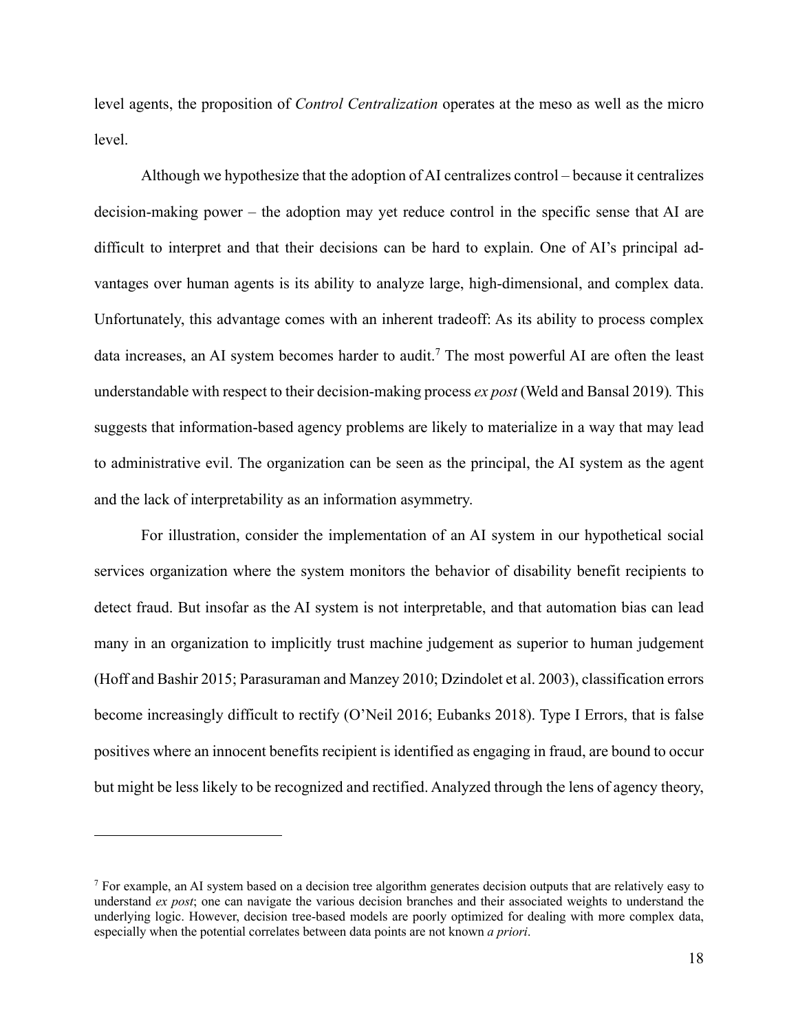level agents, the proposition of *Control Centralization* operates at the meso as well as the micro level.

Although we hypothesize that the adoption of AI centralizes control – because it centralizes decision-making power – the adoption may yet reduce control in the specific sense that AI are difficult to interpret and that their decisions can be hard to explain. One of AI's principal advantages over human agents is its ability to analyze large, high-dimensional, and complex data. Unfortunately, this advantage comes with an inherent tradeoff: As its ability to process complex data increases, an AI system becomes harder to audit.[7] The most powerful AI are often the least understandable with respect to their decision-making process *ex post* (Weld and Bansal 2019). This suggests that information-based agency problems are likely to materialize in a way that may lead to administrative evil. The organization can be seen as the principal, the AI system as the agent and the lack of interpretability as an information asymmetry.

For illustration, consider the implementation of an AI system in our hypothetical social services organization where the system monitors the behavior of disability benefit recipients to detect fraud. But insofar as the AI system is not interpretable, and that automation bias can lead many in an organization to implicitly trust machine judgement as superior to human judgement (Hoff and Bashir 2015; Parasuraman and Manzey 2010; Dzindolet et al. 2003), classification errors become increasingly difficult to rectify (O'Neil 2016; Eubanks 2018). Type I Errors, that is false positives where an innocent benefits recipient is identified as engaging in fraud, are bound to occur but might be less likely to be recognized and rectified. Analyzed through the lens of agency theory,

---

[7] For example, an AI system based on a decision tree algorithm generates decision outputs that are relatively easy to understand *ex post*; one can navigate the various decision branches and their associated weights to understand the underlying logic. However, decision tree-based models are poorly optimized for dealing with more complex data, especially when the potential correlates between data points are not known *a priori*.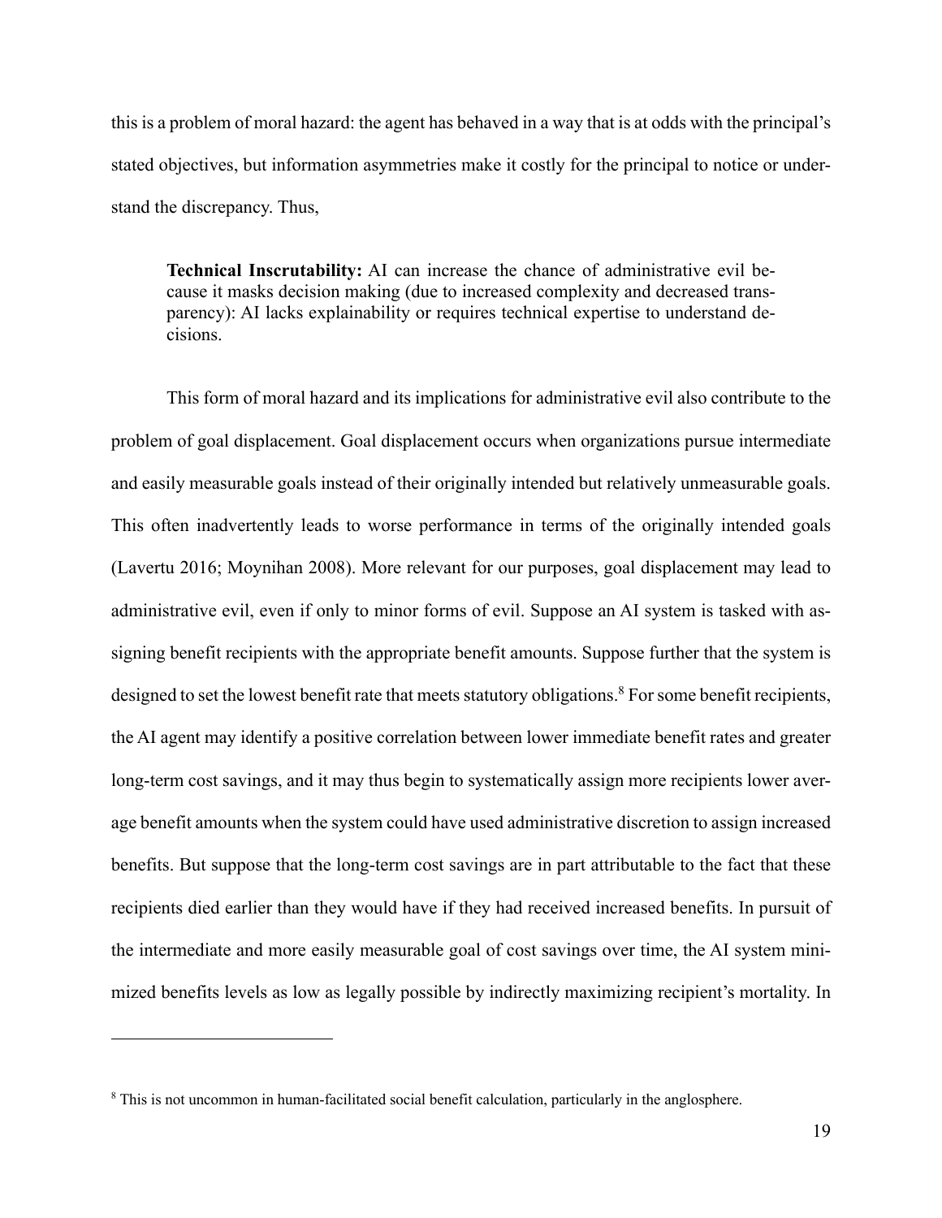this is a problem of moral hazard: the agent has behaved in a way that is at odds with the principal's stated objectives, but information asymmetries make it costly for the principal to notice or understand the discrepancy. Thus,

> **Technical Inscrutability:** AI can increase the chance of administrative evil because it masks decision making (due to increased complexity and decreased transparency): AI lacks explainability or requires technical expertise to understand decisions.

This form of moral hazard and its implications for administrative evil also contribute to the problem of goal displacement. Goal displacement occurs when organizations pursue intermediate and easily measurable goals instead of their originally intended but relatively unmeasurable goals. This often inadvertently leads to worse performance in terms of the originally intended goals (Lavertu 2016; Moynihan 2008). More relevant for our purposes, goal displacement may lead to administrative evil, even if only to minor forms of evil. Suppose an AI system is tasked with assigning benefit recipients with the appropriate benefit amounts. Suppose further that the system is designed to set the lowest benefit rate that meets statutory obligations.[8] For some benefit recipients, the AI agent may identify a positive correlation between lower immediate benefit rates and greater long-term cost savings, and it may thus begin to systematically assign more recipients lower average benefit amounts when the system could have used administrative discretion to assign increased benefits. But suppose that the long-term cost savings are in part attributable to the fact that these recipients died earlier than they would have if they had received increased benefits. In pursuit of the intermediate and more easily measurable goal of cost savings over time, the AI system minimized benefits levels as low as legally possible by indirectly maximizing recipient's mortality. In

[8] This is not uncommon in human-facilitated social benefit calculation, particularly in the anglosphere.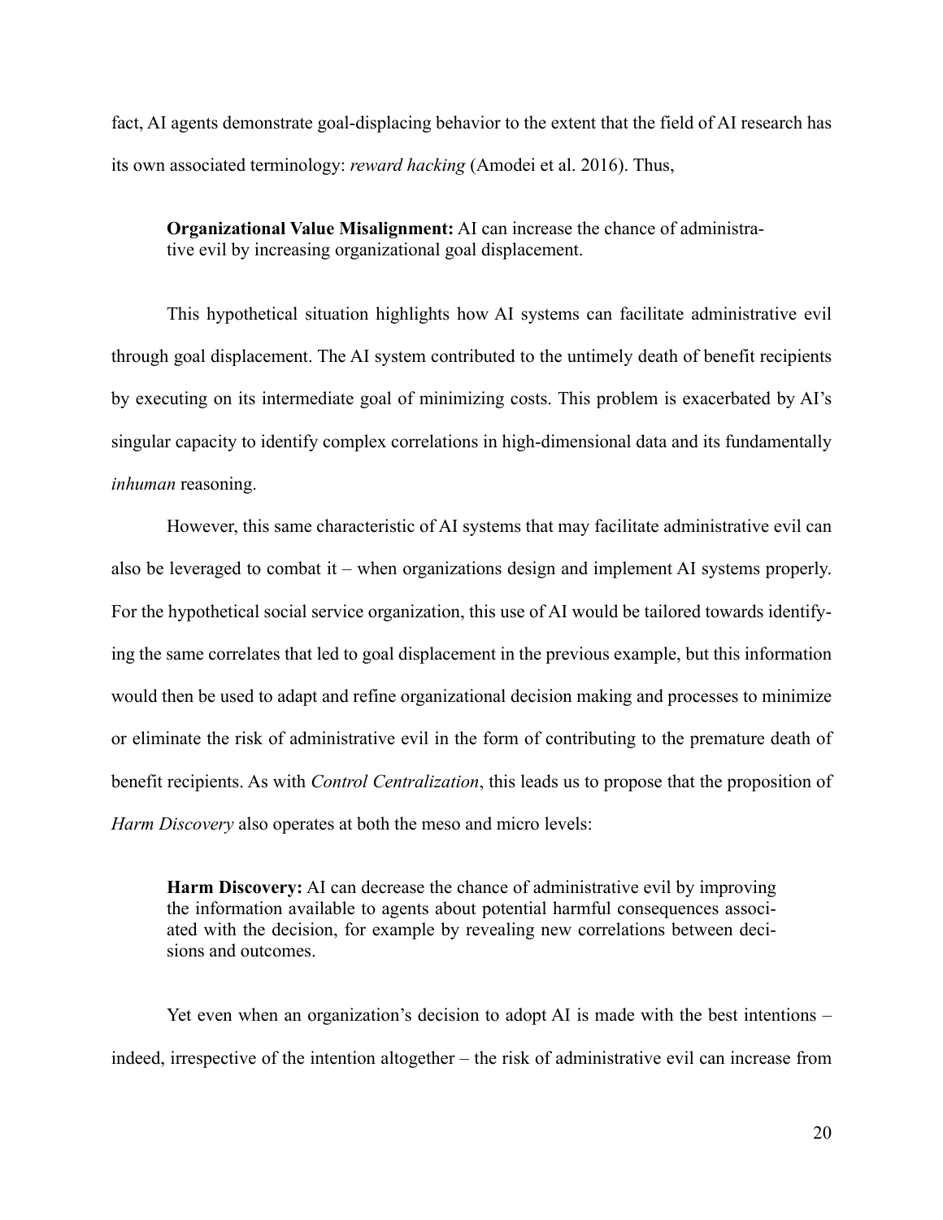fact, AI agents demonstrate goal-displacing behavior to the extent that the field of AI research has its own associated terminology: *reward hacking* (Amodei et al. 2016). Thus,

> **Organizational Value Misalignment:** AI can increase the chance of administrative evil by increasing organizational goal displacement.

This hypothetical situation highlights how AI systems can facilitate administrative evil through goal displacement. The AI system contributed to the untimely death of benefit recipients by executing on its intermediate goal of minimizing costs. This problem is exacerbated by AI's singular capacity to identify complex correlations in high-dimensional data and its fundamentally *inhuman* reasoning.

However, this same characteristic of AI systems that may facilitate administrative evil can also be leveraged to combat it – when organizations design and implement AI systems properly. For the hypothetical social service organization, this use of AI would be tailored towards identifying the same correlates that led to goal displacement in the previous example, but this information would then be used to adapt and refine organizational decision making and processes to minimize or eliminate the risk of administrative evil in the form of contributing to the premature death of benefit recipients. As with *Control Centralization*, this leads us to propose that the proposition of *Harm Discovery* also operates at both the meso and micro levels:

> **Harm Discovery:** AI can decrease the chance of administrative evil by improving the information available to agents about potential harmful consequences associated with the decision, for example by revealing new correlations between decisions and outcomes.

Yet even when an organization's decision to adopt AI is made with the best intentions – indeed, irrespective of the intention altogether – the risk of administrative evil can increase from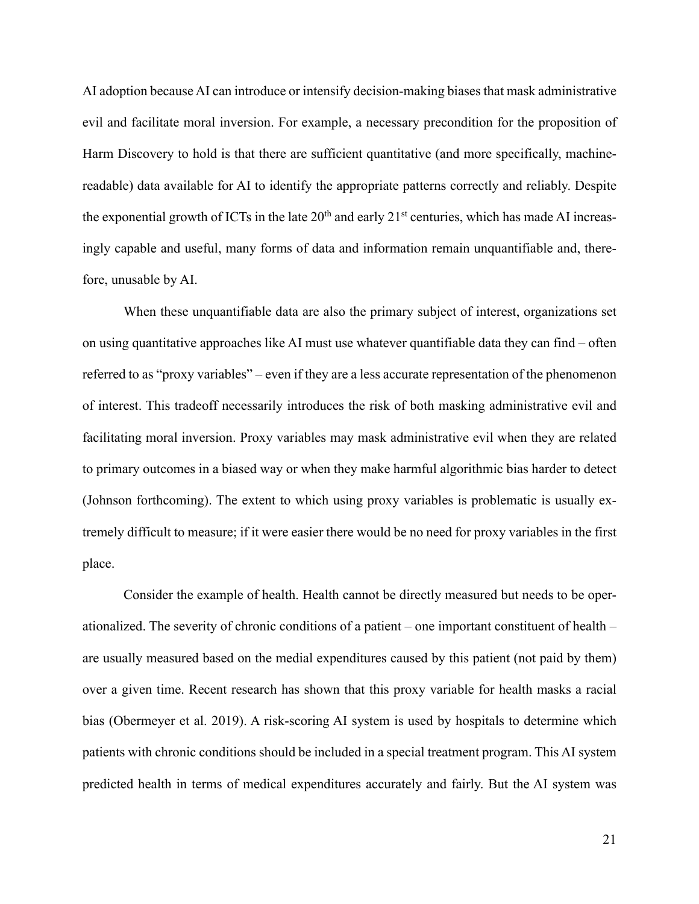AI adoption because AI can introduce or intensify decision-making biases that mask administrative evil and facilitate moral inversion. For example, a necessary precondition for the proposition of Harm Discovery to hold is that there are sufficient quantitative (and more specifically, machine-readable) data available for AI to identify the appropriate patterns correctly and reliably. Despite the exponential growth of ICTs in the late 20th and early 21st centuries, which has made AI increasingly capable and useful, many forms of data and information remain unquantifiable and, therefore, unusable by AI.

When these unquantifiable data are also the primary subject of interest, organizations set on using quantitative approaches like AI must use whatever quantifiable data they can find – often referred to as "proxy variables" – even if they are a less accurate representation of the phenomenon of interest. This tradeoff necessarily introduces the risk of both masking administrative evil and facilitating moral inversion. Proxy variables may mask administrative evil when they are related to primary outcomes in a biased way or when they make harmful algorithmic bias harder to detect (Johnson forthcoming). The extent to which using proxy variables is problematic is usually extremely difficult to measure; if it were easier there would be no need for proxy variables in the first place.

Consider the example of health. Health cannot be directly measured but needs to be operationalized. The severity of chronic conditions of a patient – one important constituent of health – are usually measured based on the medial expenditures caused by this patient (not paid by them) over a given time. Recent research has shown that this proxy variable for health masks a racial bias (Obermeyer et al. 2019). A risk-scoring AI system is used by hospitals to determine which patients with chronic conditions should be included in a special treatment program. This AI system predicted health in terms of medical expenditures accurately and fairly. But the AI system was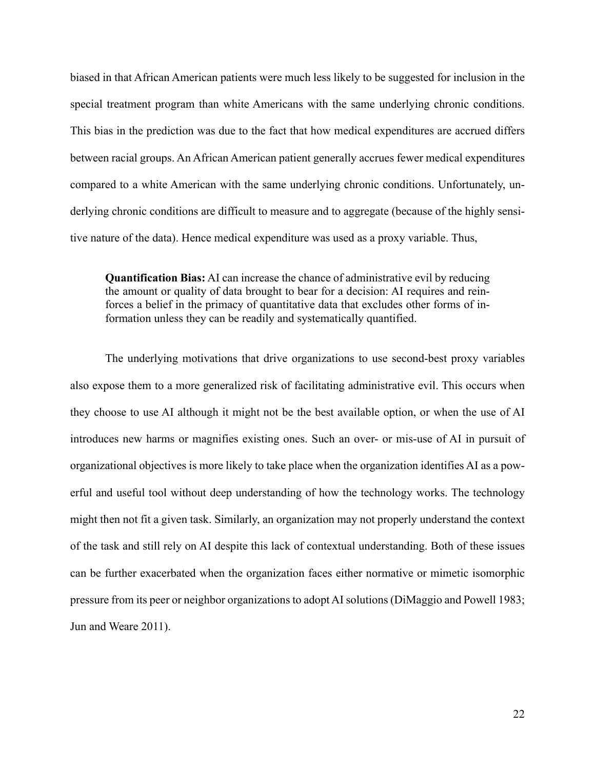biased in that African American patients were much less likely to be suggested for inclusion in the special treatment program than white Americans with the same underlying chronic conditions. This bias in the prediction was due to the fact that how medical expenditures are accrued differs between racial groups. An African American patient generally accrues fewer medical expenditures compared to a white American with the same underlying chronic conditions. Unfortunately, underlying chronic conditions are difficult to measure and to aggregate (because of the highly sensitive nature of the data). Hence medical expenditure was used as a proxy variable. Thus,

> **Quantification Bias:** AI can increase the chance of administrative evil by reducing the amount or quality of data brought to bear for a decision: AI requires and reinforces a belief in the primacy of quantitative data that excludes other forms of information unless they can be readily and systematically quantified.

The underlying motivations that drive organizations to use second-best proxy variables also expose them to a more generalized risk of facilitating administrative evil. This occurs when they choose to use AI although it might not be the best available option, or when the use of AI introduces new harms or magnifies existing ones. Such an over- or mis-use of AI in pursuit of organizational objectives is more likely to take place when the organization identifies AI as a powerful and useful tool without deep understanding of how the technology works. The technology might then not fit a given task. Similarly, an organization may not properly understand the context of the task and still rely on AI despite this lack of contextual understanding. Both of these issues can be further exacerbated when the organization faces either normative or mimetic isomorphic pressure from its peer or neighbor organizations to adopt AI solutions (DiMaggio and Powell 1983; Jun and Weare 2011).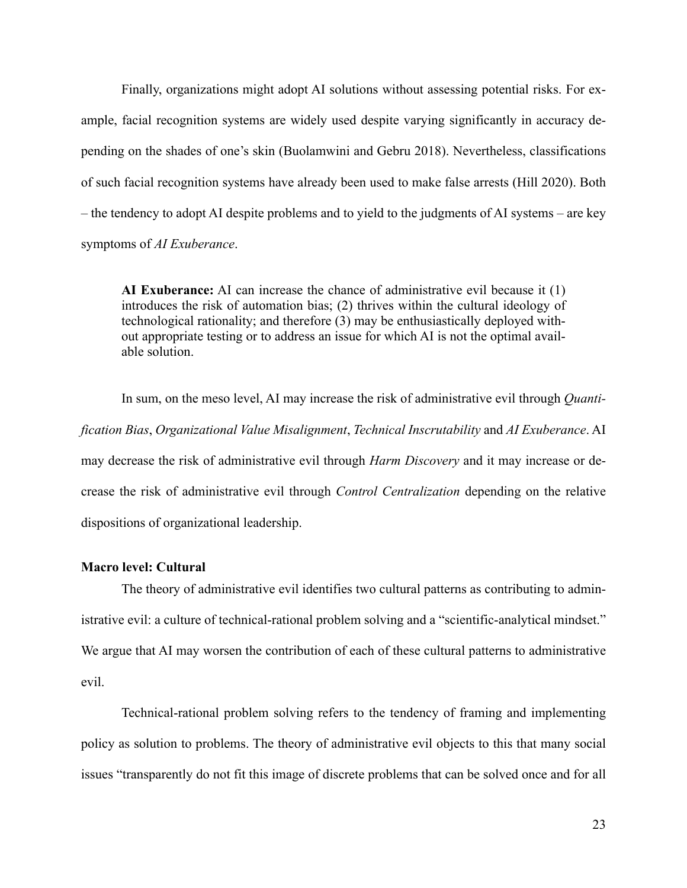Finally, organizations might adopt AI solutions without assessing potential risks. For example, facial recognition systems are widely used despite varying significantly in accuracy depending on the shades of one's skin (Buolamwini and Gebru 2018). Nevertheless, classifications of such facial recognition systems have already been used to make false arrests (Hill 2020). Both – the tendency to adopt AI despite problems and to yield to the judgments of AI systems – are key symptoms of *AI Exuberance*.

> **AI Exuberance:** AI can increase the chance of administrative evil because it (1) introduces the risk of automation bias; (2) thrives within the cultural ideology of technological rationality; and therefore (3) may be enthusiastically deployed without appropriate testing or to address an issue for which AI is not the optimal available solution.

In sum, on the meso level, AI may increase the risk of administrative evil through *Quantification Bias*, *Organizational Value Misalignment*, *Technical Inscrutability* and *AI Exuberance*. AI may decrease the risk of administrative evil through *Harm Discovery* and it may increase or decrease the risk of administrative evil through *Control Centralization* depending on the relative dispositions of organizational leadership.

**Macro level: Cultural**

The theory of administrative evil identifies two cultural patterns as contributing to administrative evil: a culture of technical-rational problem solving and a "scientific-analytical mindset." We argue that AI may worsen the contribution of each of these cultural patterns to administrative evil.

Technical-rational problem solving refers to the tendency of framing and implementing policy as solution to problems. The theory of administrative evil objects to this that many social issues "transparently do not fit this image of discrete problems that can be solved once and for all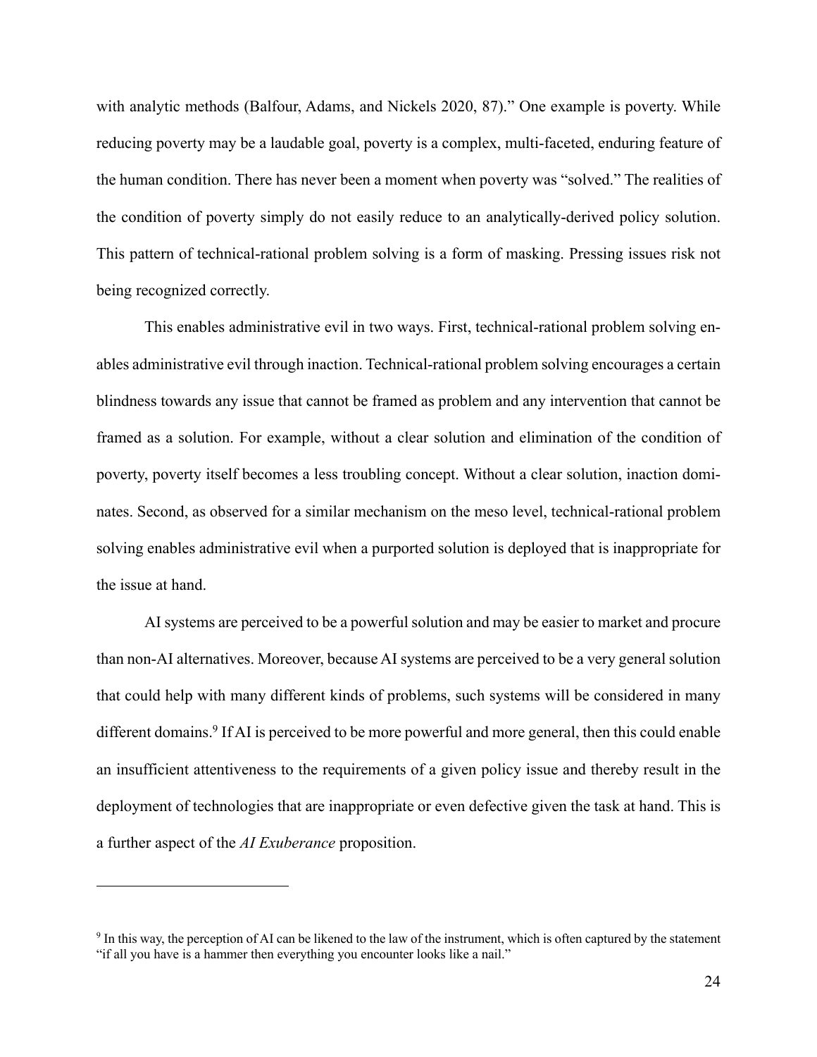with analytic methods (Balfour, Adams, and Nickels 2020, 87)." One example is poverty. While reducing poverty may be a laudable goal, poverty is a complex, multi-faceted, enduring feature of the human condition. There has never been a moment when poverty was "solved." The realities of the condition of poverty simply do not easily reduce to an analytically-derived policy solution. This pattern of technical-rational problem solving is a form of masking. Pressing issues risk not being recognized correctly.

This enables administrative evil in two ways. First, technical-rational problem solving enables administrative evil through inaction. Technical-rational problem solving encourages a certain blindness towards any issue that cannot be framed as problem and any intervention that cannot be framed as a solution. For example, without a clear solution and elimination of the condition of poverty, poverty itself becomes a less troubling concept. Without a clear solution, inaction dominates. Second, as observed for a similar mechanism on the meso level, technical-rational problem solving enables administrative evil when a purported solution is deployed that is inappropriate for the issue at hand.

AI systems are perceived to be a powerful solution and may be easier to market and procure than non-AI alternatives. Moreover, because AI systems are perceived to be a very general solution that could help with many different kinds of problems, such systems will be considered in many different domains.[9] If AI is perceived to be more powerful and more general, then this could enable an insufficient attentiveness to the requirements of a given policy issue and thereby result in the deployment of technologies that are inappropriate or even defective given the task at hand. This is a further aspect of the *AI Exuberance* proposition.

---

[9] In this way, the perception of AI can be likened to the law of the instrument, which is often captured by the statement "if all you have is a hammer then everything you encounter looks like a nail."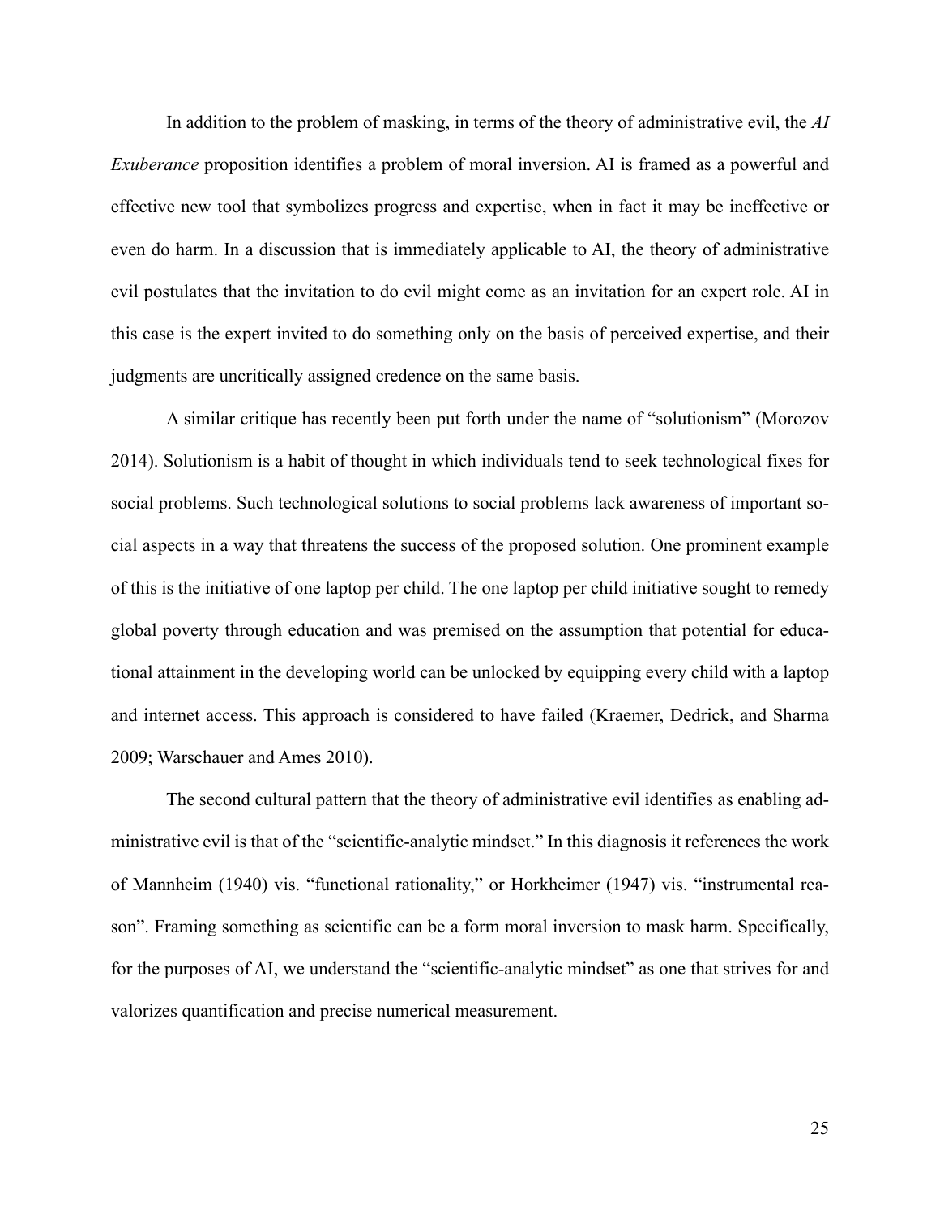In addition to the problem of masking, in terms of the theory of administrative evil, the *AI Exuberance* proposition identifies a problem of moral inversion. AI is framed as a powerful and effective new tool that symbolizes progress and expertise, when in fact it may be ineffective or even do harm. In a discussion that is immediately applicable to AI, the theory of administrative evil postulates that the invitation to do evil might come as an invitation for an expert role. AI in this case is the expert invited to do something only on the basis of perceived expertise, and their judgments are uncritically assigned credence on the same basis.

A similar critique has recently been put forth under the name of "solutionism" (Morozov 2014). Solutionism is a habit of thought in which individuals tend to seek technological fixes for social problems. Such technological solutions to social problems lack awareness of important social aspects in a way that threatens the success of the proposed solution. One prominent example of this is the initiative of one laptop per child. The one laptop per child initiative sought to remedy global poverty through education and was premised on the assumption that potential for educational attainment in the developing world can be unlocked by equipping every child with a laptop and internet access. This approach is considered to have failed (Kraemer, Dedrick, and Sharma 2009; Warschauer and Ames 2010).

The second cultural pattern that the theory of administrative evil identifies as enabling administrative evil is that of the "scientific-analytic mindset." In this diagnosis it references the work of Mannheim (1940) vis. "functional rationality," or Horkheimer (1947) vis. "instrumental reason". Framing something as scientific can be a form moral inversion to mask harm. Specifically, for the purposes of AI, we understand the "scientific-analytic mindset" as one that strives for and valorizes quantification and precise numerical measurement.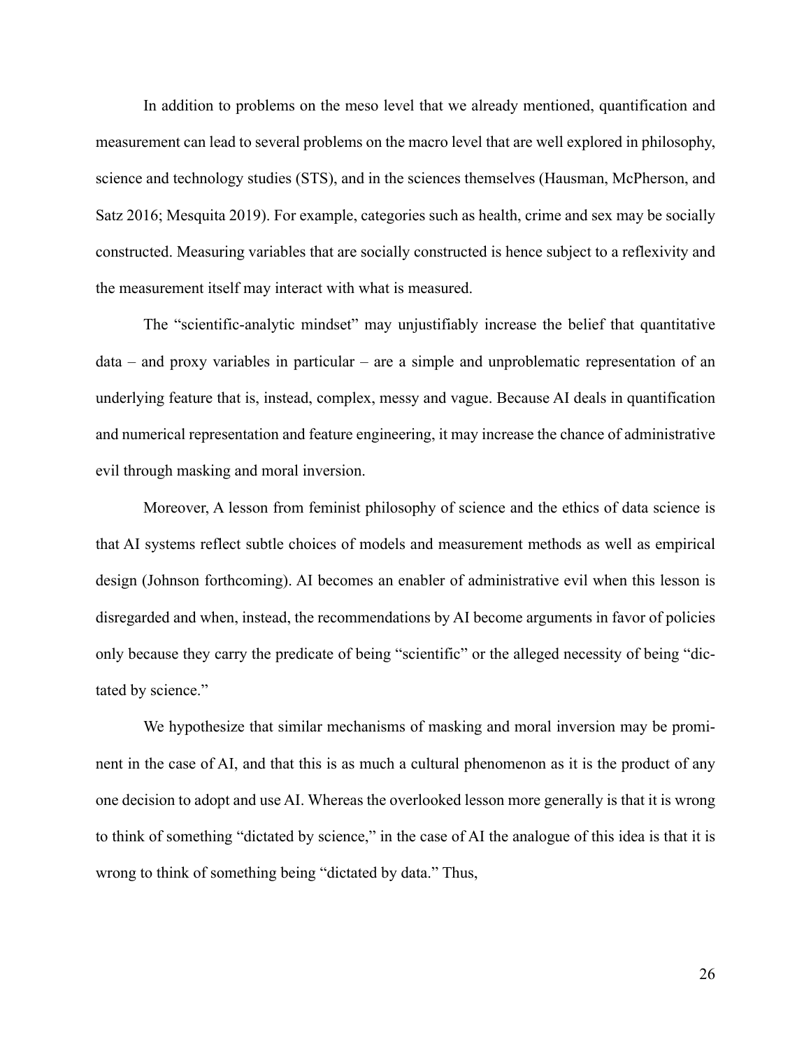In addition to problems on the meso level that we already mentioned, quantification and measurement can lead to several problems on the macro level that are well explored in philosophy, science and technology studies (STS), and in the sciences themselves (Hausman, McPherson, and Satz 2016; Mesquita 2019). For example, categories such as health, crime and sex may be socially constructed. Measuring variables that are socially constructed is hence subject to a reflexivity and the measurement itself may interact with what is measured.

The "scientific-analytic mindset" may unjustifiably increase the belief that quantitative data – and proxy variables in particular – are a simple and unproblematic representation of an underlying feature that is, instead, complex, messy and vague. Because AI deals in quantification and numerical representation and feature engineering, it may increase the chance of administrative evil through masking and moral inversion.

Moreover, A lesson from feminist philosophy of science and the ethics of data science is that AI systems reflect subtle choices of models and measurement methods as well as empirical design (Johnson forthcoming). AI becomes an enabler of administrative evil when this lesson is disregarded and when, instead, the recommendations by AI become arguments in favor of policies only because they carry the predicate of being "scientific" or the alleged necessity of being "dictated by science."

We hypothesize that similar mechanisms of masking and moral inversion may be prominent in the case of AI, and that this is as much a cultural phenomenon as it is the product of any one decision to adopt and use AI. Whereas the overlooked lesson more generally is that it is wrong to think of something "dictated by science," in the case of AI the analogue of this idea is that it is wrong to think of something being "dictated by data." Thus,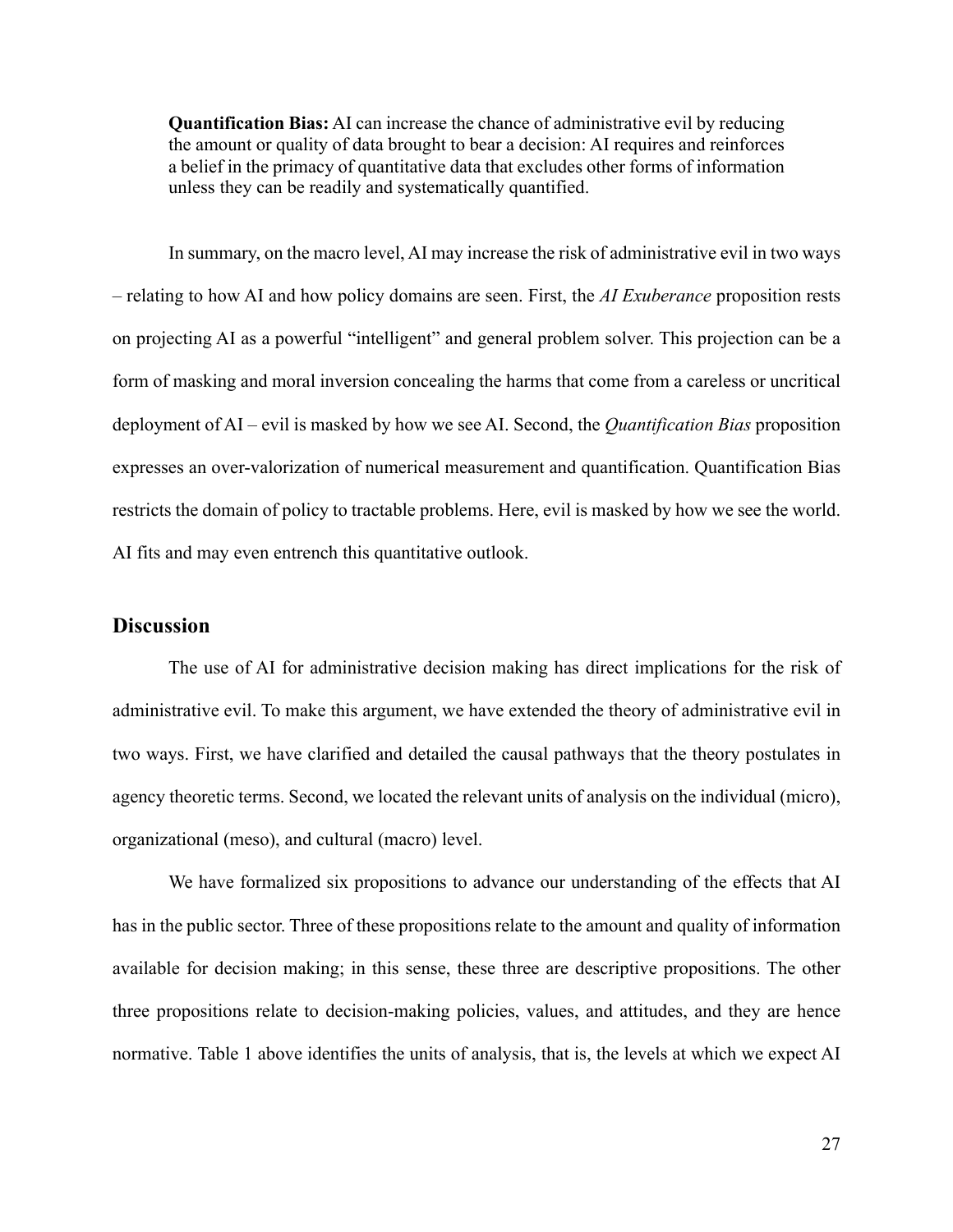**Quantification Bias:** AI can increase the chance of administrative evil by reducing the amount or quality of data brought to bear a decision: AI requires and reinforces a belief in the primacy of quantitative data that excludes other forms of information unless they can be readily and systematically quantified.

In summary, on the macro level, AI may increase the risk of administrative evil in two ways – relating to how AI and how policy domains are seen. First, the *AI Exuberance* proposition rests on projecting AI as a powerful "intelligent" and general problem solver. This projection can be a form of masking and moral inversion concealing the harms that come from a careless or uncritical deployment of AI – evil is masked by how we see AI. Second, the *Quantification Bias* proposition expresses an over-valorization of numerical measurement and quantification. Quantification Bias restricts the domain of policy to tractable problems. Here, evil is masked by how we see the world. AI fits and may even entrench this quantitative outlook.

## Discussion

The use of AI for administrative decision making has direct implications for the risk of administrative evil. To make this argument, we have extended the theory of administrative evil in two ways. First, we have clarified and detailed the causal pathways that the theory postulates in agency theoretic terms. Second, we located the relevant units of analysis on the individual (micro), organizational (meso), and cultural (macro) level.

We have formalized six propositions to advance our understanding of the effects that AI has in the public sector. Three of these propositions relate to the amount and quality of information available for decision making; in this sense, these three are descriptive propositions. The other three propositions relate to decision-making policies, values, and attitudes, and they are hence normative. Table 1 above identifies the units of analysis, that is, the levels at which we expect AI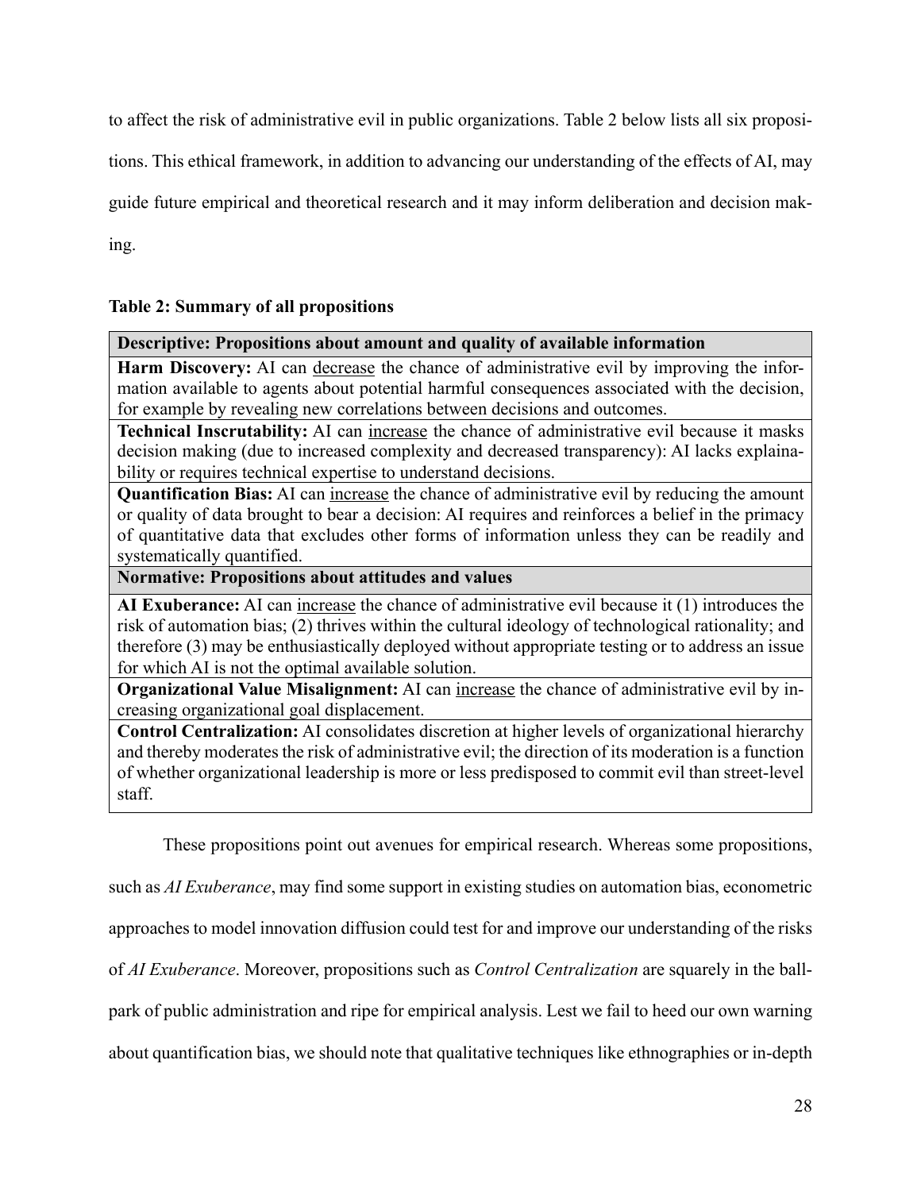to affect the risk of administrative evil in public organizations. Table 2 below lists all six propositions. This ethical framework, in addition to advancing our understanding of the effects of AI, may guide future empirical and theoretical research and it may inform deliberation and decision making.

**Table 2: Summary of all propositions**

| **Descriptive: Propositions about amount and quality of available information** |
|---|
| **Harm Discovery:** AI can <u>decrease</u> the chance of administrative evil by improving the information available to agents about potential harmful consequences associated with the decision, for example by revealing new correlations between decisions and outcomes. |
| **Technical Inscrutability:** AI can <u>increase</u> the chance of administrative evil because it masks decision making (due to increased complexity and decreased transparency): AI lacks explainability or requires technical expertise to understand decisions. |
| **Quantification Bias:** AI can <u>increase</u> the chance of administrative evil by reducing the amount or quality of data brought to bear a decision: AI requires and reinforces a belief in the primacy of quantitative data that excludes other forms of information unless they can be readily and systematically quantified. |
| **Normative: Propositions about attitudes and values** |
| **AI Exuberance:** AI can <u>increase</u> the chance of administrative evil because it (1) introduces the risk of automation bias; (2) thrives within the cultural ideology of technological rationality; and therefore (3) may be enthusiastically deployed without appropriate testing or to address an issue for which AI is not the optimal available solution. |
| **Organizational Value Misalignment:** AI can <u>increase</u> the chance of administrative evil by increasing organizational goal displacement. |
| **Control Centralization:** AI consolidates discretion at higher levels of organizational hierarchy and thereby moderates the risk of administrative evil; the direction of its moderation is a function of whether organizational leadership is more or less predisposed to commit evil than street-level staff. |

These propositions point out avenues for empirical research. Whereas some propositions, such as *AI Exuberance*, may find some support in existing studies on automation bias, econometric approaches to model innovation diffusion could test for and improve our understanding of the risks of *AI Exuberance*. Moreover, propositions such as *Control Centralization* are squarely in the ballpark of public administration and ripe for empirical analysis. Lest we fail to heed our own warning about quantification bias, we should note that qualitative techniques like ethnographies or in-depth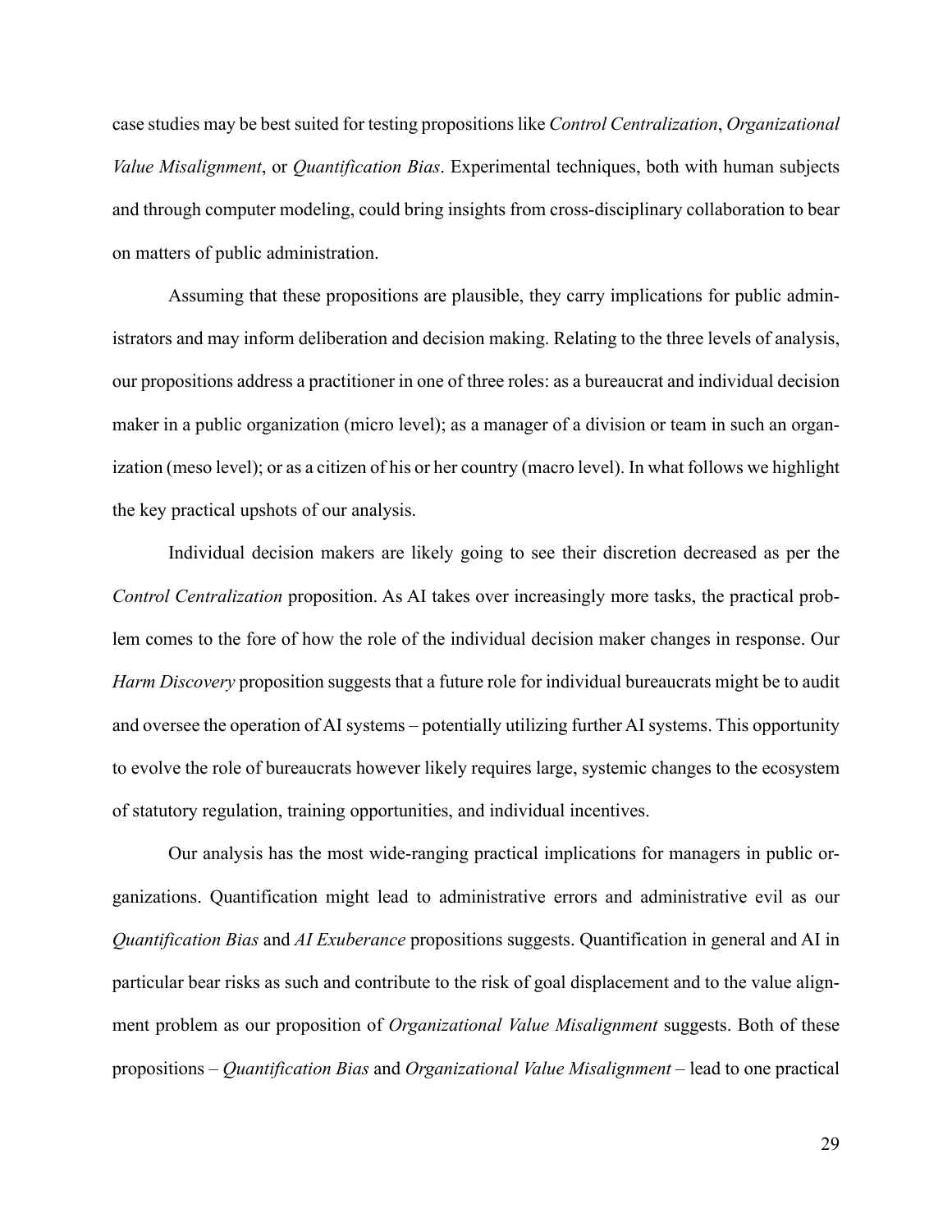case studies may be best suited for testing propositions like *Control Centralization*, *Organizational Value Misalignment*, or *Quantification Bias*. Experimental techniques, both with human subjects and through computer modeling, could bring insights from cross-disciplinary collaboration to bear on matters of public administration.

Assuming that these propositions are plausible, they carry implications for public administrators and may inform deliberation and decision making. Relating to the three levels of analysis, our propositions address a practitioner in one of three roles: as a bureaucrat and individual decision maker in a public organization (micro level); as a manager of a division or team in such an organization (meso level); or as a citizen of his or her country (macro level). In what follows we highlight the key practical upshots of our analysis.

Individual decision makers are likely going to see their discretion decreased as per the *Control Centralization* proposition. As AI takes over increasingly more tasks, the practical problem comes to the fore of how the role of the individual decision maker changes in response. Our *Harm Discovery* proposition suggests that a future role for individual bureaucrats might be to audit and oversee the operation of AI systems – potentially utilizing further AI systems. This opportunity to evolve the role of bureaucrats however likely requires large, systemic changes to the ecosystem of statutory regulation, training opportunities, and individual incentives.

Our analysis has the most wide-ranging practical implications for managers in public organizations. Quantification might lead to administrative errors and administrative evil as our *Quantification Bias* and *AI Exuberance* propositions suggests. Quantification in general and AI in particular bear risks as such and contribute to the risk of goal displacement and to the value alignment problem as our proposition of *Organizational Value Misalignment* suggests. Both of these propositions – *Quantification Bias* and *Organizational Value Misalignment* – lead to one practical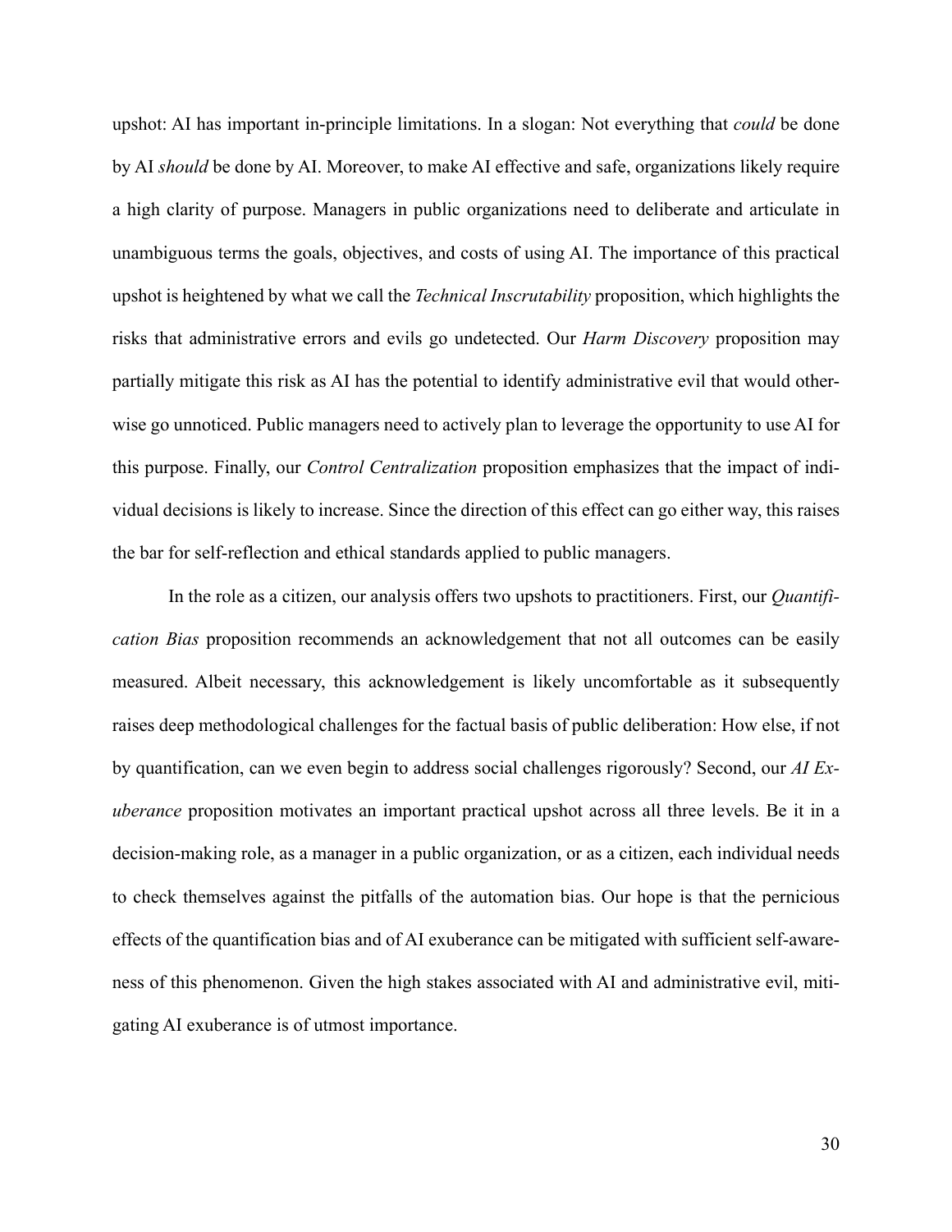upshot: AI has important in-principle limitations. In a slogan: Not everything that *could* be done by AI *should* be done by AI. Moreover, to make AI effective and safe, organizations likely require a high clarity of purpose. Managers in public organizations need to deliberate and articulate in unambiguous terms the goals, objectives, and costs of using AI. The importance of this practical upshot is heightened by what we call the *Technical Inscrutability* proposition, which highlights the risks that administrative errors and evils go undetected. Our *Harm Discovery* proposition may partially mitigate this risk as AI has the potential to identify administrative evil that would otherwise go unnoticed. Public managers need to actively plan to leverage the opportunity to use AI for this purpose. Finally, our *Control Centralization* proposition emphasizes that the impact of individual decisions is likely to increase. Since the direction of this effect can go either way, this raises the bar for self-reflection and ethical standards applied to public managers.

In the role as a citizen, our analysis offers two upshots to practitioners. First, our *Quantification Bias* proposition recommends an acknowledgement that not all outcomes can be easily measured. Albeit necessary, this acknowledgement is likely uncomfortable as it subsequently raises deep methodological challenges for the factual basis of public deliberation: How else, if not by quantification, can we even begin to address social challenges rigorously? Second, our *AI Exuberance* proposition motivates an important practical upshot across all three levels. Be it in a decision-making role, as a manager in a public organization, or as a citizen, each individual needs to check themselves against the pitfalls of the automation bias. Our hope is that the pernicious effects of the quantification bias and of AI exuberance can be mitigated with sufficient self-awareness of this phenomenon. Given the high stakes associated with AI and administrative evil, mitigating AI exuberance is of utmost importance.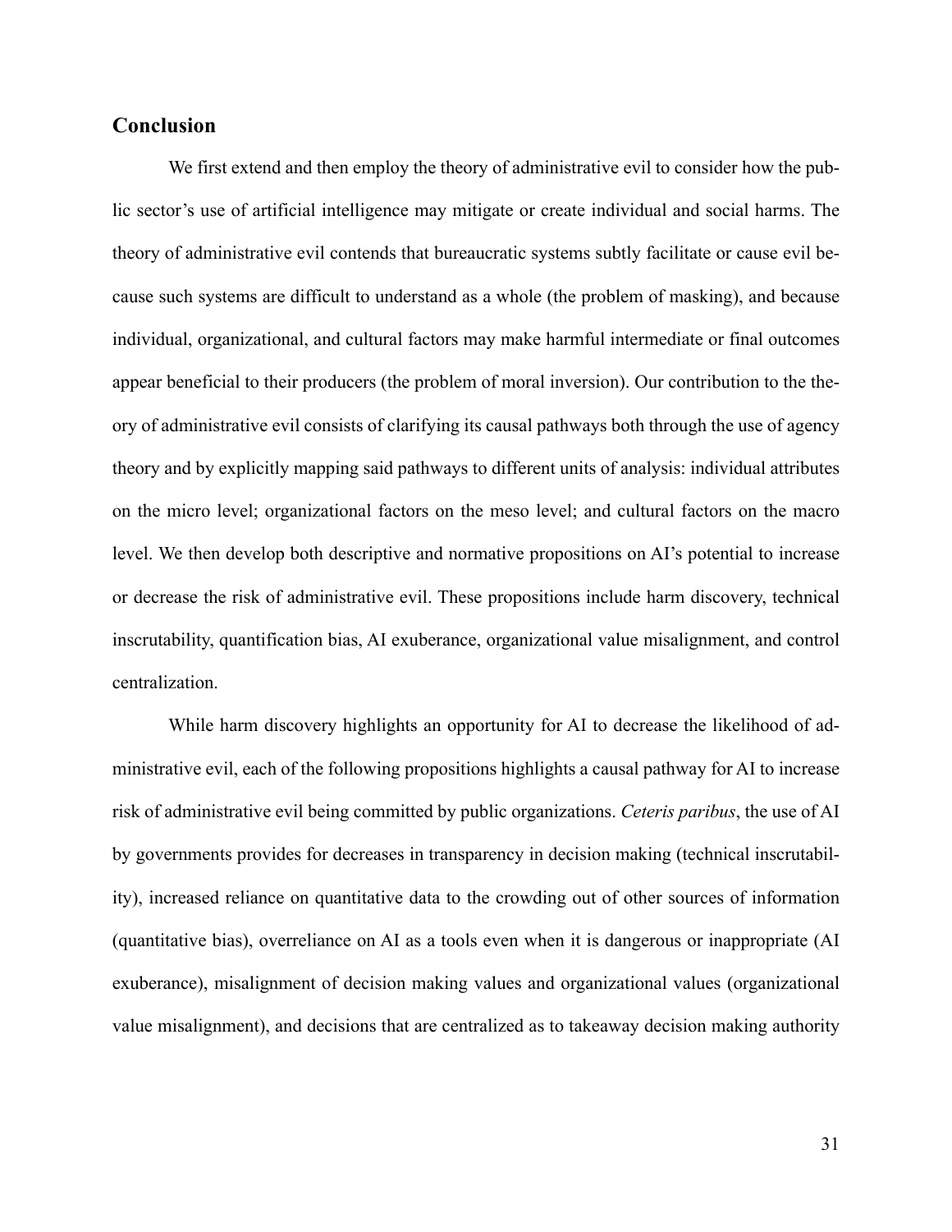## Conclusion

We first extend and then employ the theory of administrative evil to consider how the public sector's use of artificial intelligence may mitigate or create individual and social harms. The theory of administrative evil contends that bureaucratic systems subtly facilitate or cause evil because such systems are difficult to understand as a whole (the problem of masking), and because individual, organizational, and cultural factors may make harmful intermediate or final outcomes appear beneficial to their producers (the problem of moral inversion). Our contribution to the theory of administrative evil consists of clarifying its causal pathways both through the use of agency theory and by explicitly mapping said pathways to different units of analysis: individual attributes on the micro level; organizational factors on the meso level; and cultural factors on the macro level. We then develop both descriptive and normative propositions on AI's potential to increase or decrease the risk of administrative evil. These propositions include harm discovery, technical inscrutability, quantification bias, AI exuberance, organizational value misalignment, and control centralization.

While harm discovery highlights an opportunity for AI to decrease the likelihood of administrative evil, each of the following propositions highlights a causal pathway for AI to increase risk of administrative evil being committed by public organizations. *Ceteris paribus*, the use of AI by governments provides for decreases in transparency in decision making (technical inscrutability), increased reliance on quantitative data to the crowding out of other sources of information (quantitative bias), overreliance on AI as a tools even when it is dangerous or inappropriate (AI exuberance), misalignment of decision making values and organizational values (organizational value misalignment), and decisions that are centralized as to takeaway decision making authority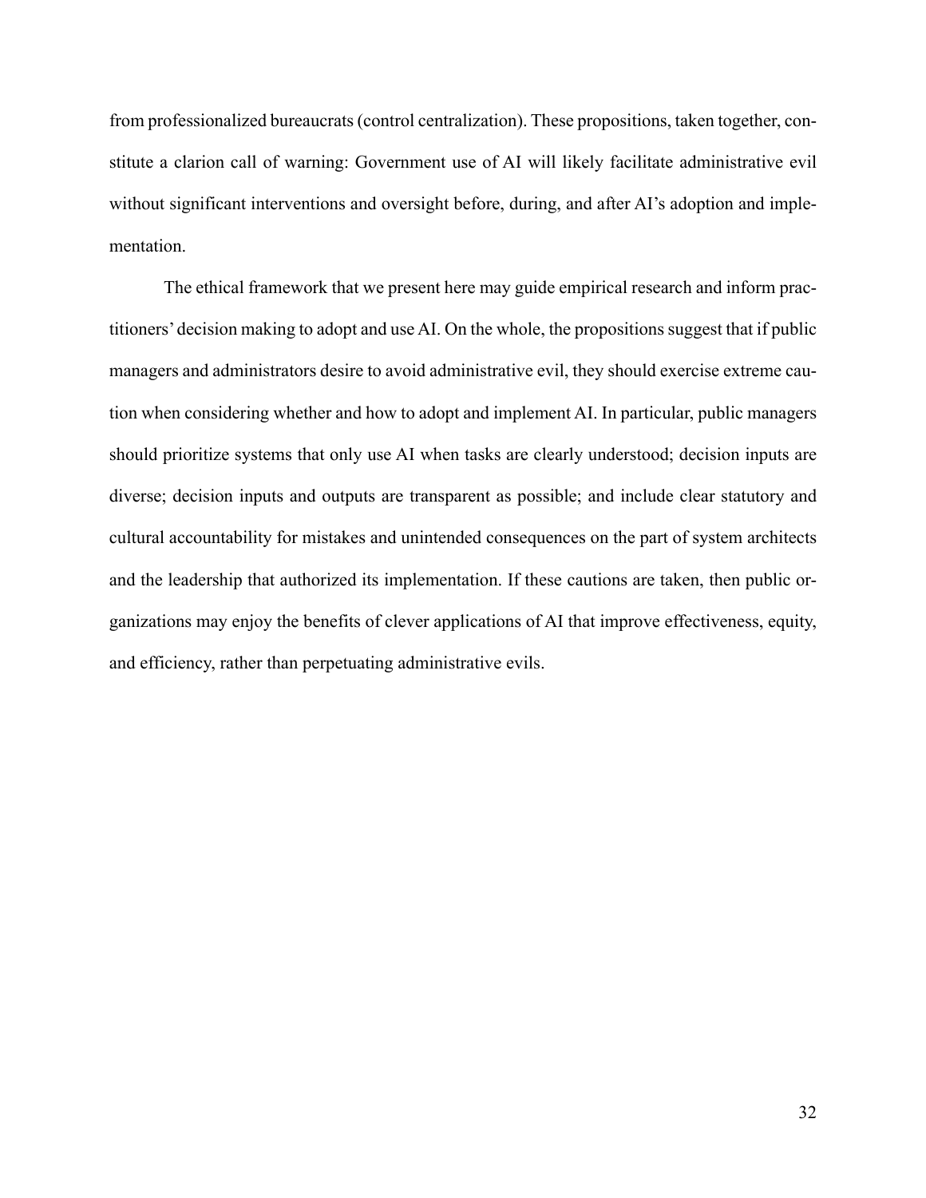from professionalized bureaucrats (control centralization). These propositions, taken together, constitute a clarion call of warning: Government use of AI will likely facilitate administrative evil without significant interventions and oversight before, during, and after AI's adoption and implementation.

The ethical framework that we present here may guide empirical research and inform practitioners' decision making to adopt and use AI. On the whole, the propositions suggest that if public managers and administrators desire to avoid administrative evil, they should exercise extreme caution when considering whether and how to adopt and implement AI. In particular, public managers should prioritize systems that only use AI when tasks are clearly understood; decision inputs are diverse; decision inputs and outputs are transparent as possible; and include clear statutory and cultural accountability for mistakes and unintended consequences on the part of system architects and the leadership that authorized its implementation. If these cautions are taken, then public organizations may enjoy the benefits of clever applications of AI that improve effectiveness, equity, and efficiency, rather than perpetuating administrative evils.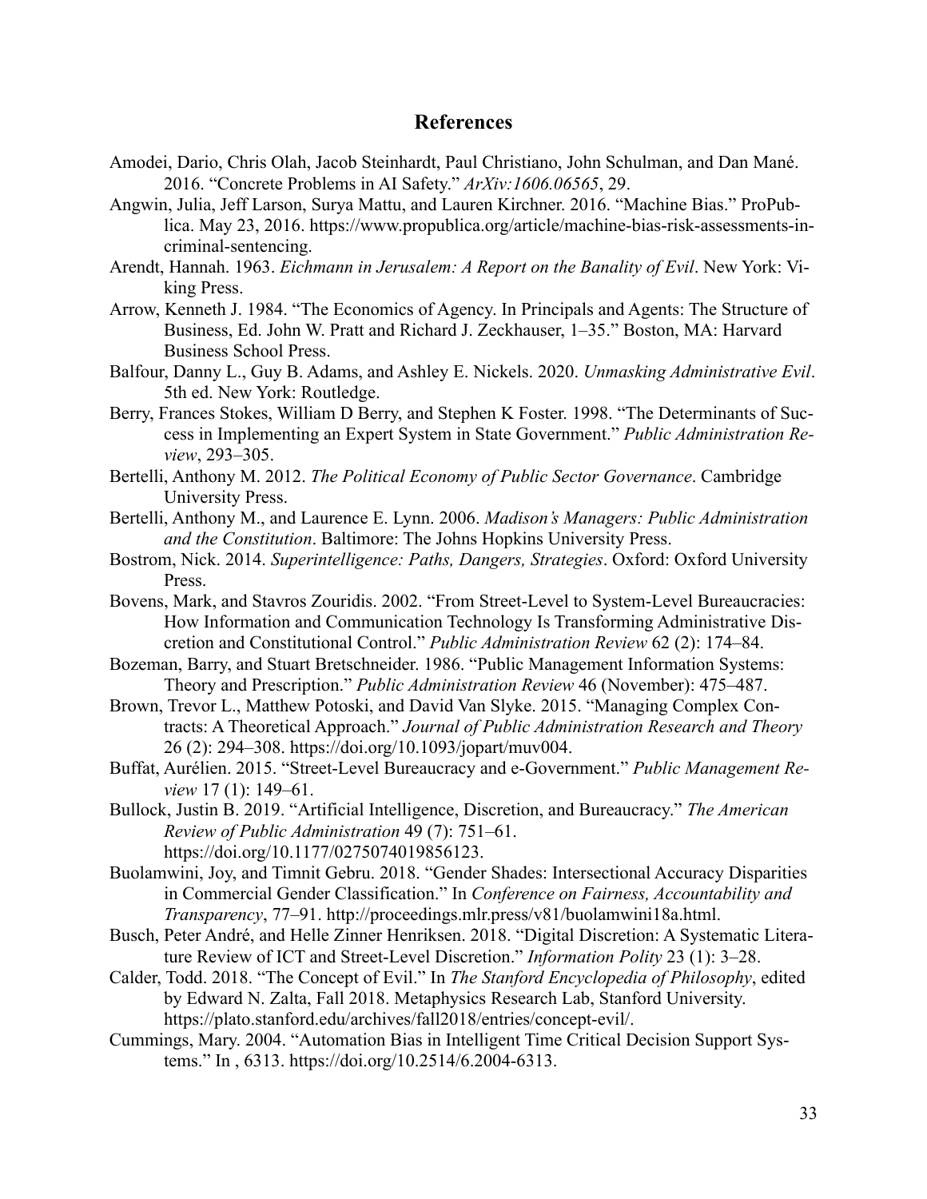## References

Amodei, Dario, Chris Olah, Jacob Steinhardt, Paul Christiano, John Schulman, and Dan Mané. 2016. "Concrete Problems in AI Safety." *ArXiv:1606.06565*, 29.

Angwin, Julia, Jeff Larson, Surya Mattu, and Lauren Kirchner. 2016. "Machine Bias." ProPublica. May 23, 2016. https://www.propublica.org/article/machine-bias-risk-assessments-in-criminal-sentencing.

Arendt, Hannah. 1963. *Eichmann in Jerusalem: A Report on the Banality of Evil*. New York: Viking Press.

Arrow, Kenneth J. 1984. "The Economics of Agency. In Principals and Agents: The Structure of Business, Ed. John W. Pratt and Richard J. Zeckhauser, 1–35." Boston, MA: Harvard Business School Press.

Balfour, Danny L., Guy B. Adams, and Ashley E. Nickels. 2020. *Unmasking Administrative Evil*. 5th ed. New York: Routledge.

Berry, Frances Stokes, William D Berry, and Stephen K Foster. 1998. "The Determinants of Success in Implementing an Expert System in State Government." *Public Administration Review*, 293–305.

Bertelli, Anthony M. 2012. *The Political Economy of Public Sector Governance*. Cambridge University Press.

Bertelli, Anthony M., and Laurence E. Lynn. 2006. *Madison's Managers: Public Administration and the Constitution*. Baltimore: The Johns Hopkins University Press.

Bostrom, Nick. 2014. *Superintelligence: Paths, Dangers, Strategies*. Oxford: Oxford University Press.

Bovens, Mark, and Stavros Zouridis. 2002. "From Street-Level to System-Level Bureaucracies: How Information and Communication Technology Is Transforming Administrative Discretion and Constitutional Control." *Public Administration Review* 62 (2): 174–84.

Bozeman, Barry, and Stuart Bretschneider. 1986. "Public Management Information Systems: Theory and Prescription." *Public Administration Review* 46 (November): 475–487.

Brown, Trevor L., Matthew Potoski, and David Van Slyke. 2015. "Managing Complex Contracts: A Theoretical Approach." *Journal of Public Administration Research and Theory* 26 (2): 294–308. https://doi.org/10.1093/jopart/muv004.

Buffat, Aurélien. 2015. "Street-Level Bureaucracy and e-Government." *Public Management Review* 17 (1): 149–61.

Bullock, Justin B. 2019. "Artificial Intelligence, Discretion, and Bureaucracy." *The American Review of Public Administration* 49 (7): 751–61. https://doi.org/10.1177/0275074019856123.

Buolamwini, Joy, and Timnit Gebru. 2018. "Gender Shades: Intersectional Accuracy Disparities in Commercial Gender Classification." In *Conference on Fairness, Accountability and Transparency*, 77–91. http://proceedings.mlr.press/v81/buolamwini18a.html.

Busch, Peter André, and Helle Zinner Henriksen. 2018. "Digital Discretion: A Systematic Literature Review of ICT and Street-Level Discretion." *Information Polity* 23 (1): 3–28.

Calder, Todd. 2018. "The Concept of Evil." In *The Stanford Encyclopedia of Philosophy*, edited by Edward N. Zalta, Fall 2018. Metaphysics Research Lab, Stanford University. https://plato.stanford.edu/archives/fall2018/entries/concept-evil/.

Cummings, Mary. 2004. "Automation Bias in Intelligent Time Critical Decision Support Systems." In , 6313. https://doi.org/10.2514/6.2004-6313.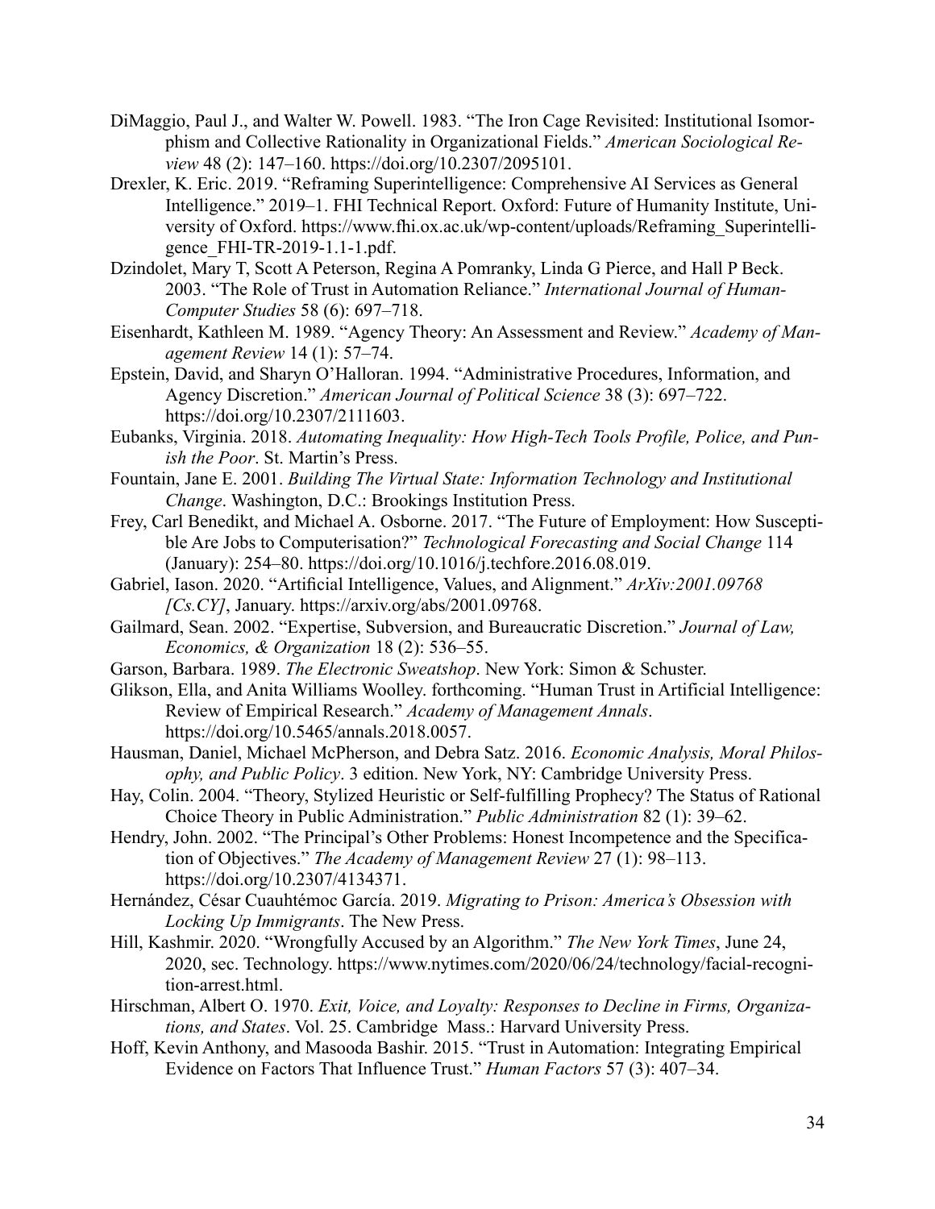DiMaggio, Paul J., and Walter W. Powell. 1983. "The Iron Cage Revisited: Institutional Isomorphism and Collective Rationality in Organizational Fields." *American Sociological Review* 48 (2): 147–160. https://doi.org/10.2307/2095101.

Drexler, K. Eric. 2019. "Reframing Superintelligence: Comprehensive AI Services as General Intelligence." 2019–1. FHI Technical Report. Oxford: Future of Humanity Institute, University of Oxford. https://www.fhi.ox.ac.uk/wp-content/uploads/Reframing_Superintelligence_FHI-TR-2019-1.1-1.pdf.

Dzindolet, Mary T, Scott A Peterson, Regina A Pomranky, Linda G Pierce, and Hall P Beck. 2003. "The Role of Trust in Automation Reliance." *International Journal of Human-Computer Studies* 58 (6): 697–718.

Eisenhardt, Kathleen M. 1989. "Agency Theory: An Assessment and Review." *Academy of Management Review* 14 (1): 57–74.

Epstein, David, and Sharyn O'Halloran. 1994. "Administrative Procedures, Information, and Agency Discretion." *American Journal of Political Science* 38 (3): 697–722. https://doi.org/10.2307/2111603.

Eubanks, Virginia. 2018. *Automating Inequality: How High-Tech Tools Profile, Police, and Punish the Poor*. St. Martin's Press.

Fountain, Jane E. 2001. *Building The Virtual State: Information Technology and Institutional Change*. Washington, D.C.: Brookings Institution Press.

Frey, Carl Benedikt, and Michael A. Osborne. 2017. "The Future of Employment: How Susceptible Are Jobs to Computerisation?" *Technological Forecasting and Social Change* 114 (January): 254–80. https://doi.org/10.1016/j.techfore.2016.08.019.

Gabriel, Iason. 2020. "Artificial Intelligence, Values, and Alignment." *ArXiv:2001.09768 [Cs.CY]*, January. https://arxiv.org/abs/2001.09768.

Gailmard, Sean. 2002. "Expertise, Subversion, and Bureaucratic Discretion." *Journal of Law, Economics, & Organization* 18 (2): 536–55.

Garson, Barbara. 1989. *The Electronic Sweatshop*. New York: Simon & Schuster.

Glikson, Ella, and Anita Williams Woolley. forthcoming. "Human Trust in Artificial Intelligence: Review of Empirical Research." *Academy of Management Annals*. https://doi.org/10.5465/annals.2018.0057.

Hausman, Daniel, Michael McPherson, and Debra Satz. 2016. *Economic Analysis, Moral Philosophy, and Public Policy*. 3 edition. New York, NY: Cambridge University Press.

Hay, Colin. 2004. "Theory, Stylized Heuristic or Self-fulfilling Prophecy? The Status of Rational Choice Theory in Public Administration." *Public Administration* 82 (1): 39–62.

Hendry, John. 2002. "The Principal's Other Problems: Honest Incompetence and the Specification of Objectives." *The Academy of Management Review* 27 (1): 98–113. https://doi.org/10.2307/4134371.

Hernández, César Cuauhtémoc García. 2019. *Migrating to Prison: America's Obsession with Locking Up Immigrants*. The New Press.

Hill, Kashmir. 2020. "Wrongfully Accused by an Algorithm." *The New York Times*, June 24, 2020, sec. Technology. https://www.nytimes.com/2020/06/24/technology/facial-recognition-arrest.html.

Hirschman, Albert O. 1970. *Exit, Voice, and Loyalty: Responses to Decline in Firms, Organizations, and States*. Vol. 25. Cambridge Mass.: Harvard University Press.

Hoff, Kevin Anthony, and Masooda Bashir. 2015. "Trust in Automation: Integrating Empirical Evidence on Factors That Influence Trust." *Human Factors* 57 (3): 407–34.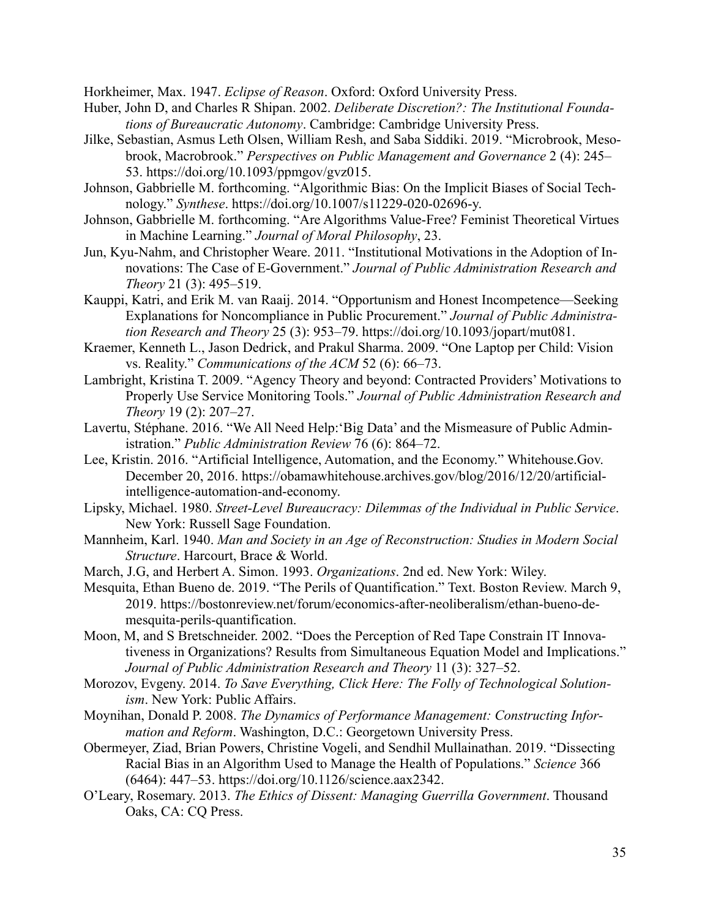Horkheimer, Max. 1947. *Eclipse of Reason*. Oxford: Oxford University Press.

Huber, John D, and Charles R Shipan. 2002. *Deliberate Discretion?: The Institutional Foundations of Bureaucratic Autonomy*. Cambridge: Cambridge University Press.

Jilke, Sebastian, Asmus Leth Olsen, William Resh, and Saba Siddiki. 2019. "Microbrook, Mesobrook, Macrobrook." *Perspectives on Public Management and Governance* 2 (4): 245–53. https://doi.org/10.1093/ppmgov/gvz015.

Johnson, Gabbrielle M. forthcoming. "Algorithmic Bias: On the Implicit Biases of Social Technology." *Synthese*. https://doi.org/10.1007/s11229-020-02696-y.

Johnson, Gabbrielle M. forthcoming. "Are Algorithms Value-Free? Feminist Theoretical Virtues in Machine Learning." *Journal of Moral Philosophy*, 23.

Jun, Kyu-Nahm, and Christopher Weare. 2011. "Institutional Motivations in the Adoption of Innovations: The Case of E-Government." *Journal of Public Administration Research and Theory* 21 (3): 495–519.

Kauppi, Katri, and Erik M. van Raaij. 2014. "Opportunism and Honest Incompetence—Seeking Explanations for Noncompliance in Public Procurement." *Journal of Public Administration Research and Theory* 25 (3): 953–79. https://doi.org/10.1093/jopart/mut081.

Kraemer, Kenneth L., Jason Dedrick, and Prakul Sharma. 2009. "One Laptop per Child: Vision vs. Reality." *Communications of the ACM* 52 (6): 66–73.

Lambright, Kristina T. 2009. "Agency Theory and beyond: Contracted Providers' Motivations to Properly Use Service Monitoring Tools." *Journal of Public Administration Research and Theory* 19 (2): 207–27.

Lavertu, Stéphane. 2016. "We All Need Help:'Big Data' and the Mismeasure of Public Administration." *Public Administration Review* 76 (6): 864–72.

Lee, Kristin. 2016. "Artificial Intelligence, Automation, and the Economy." Whitehouse.Gov. December 20, 2016. https://obamawhitehouse.archives.gov/blog/2016/12/20/artificial-intelligence-automation-and-economy.

Lipsky, Michael. 1980. *Street-Level Bureaucracy: Dilemmas of the Individual in Public Service*. New York: Russell Sage Foundation.

Mannheim, Karl. 1940. *Man and Society in an Age of Reconstruction: Studies in Modern Social Structure*. Harcourt, Brace & World.

March, J.G, and Herbert A. Simon. 1993. *Organizations*. 2nd ed. New York: Wiley.

Mesquita, Ethan Bueno de. 2019. "The Perils of Quantification." Text. Boston Review. March 9, 2019. https://bostonreview.net/forum/economics-after-neoliberalism/ethan-bueno-de-mesquita-perils-quantification.

Moon, M, and S Bretschneider. 2002. "Does the Perception of Red Tape Constrain IT Innovativeness in Organizations? Results from Simultaneous Equation Model and Implications." *Journal of Public Administration Research and Theory* 11 (3): 327–52.

Morozov, Evgeny. 2014. *To Save Everything, Click Here: The Folly of Technological Solutionism*. New York: Public Affairs.

Moynihan, Donald P. 2008. *The Dynamics of Performance Management: Constructing Information and Reform*. Washington, D.C.: Georgetown University Press.

Obermeyer, Ziad, Brian Powers, Christine Vogeli, and Sendhil Mullainathan. 2019. "Dissecting Racial Bias in an Algorithm Used to Manage the Health of Populations." *Science* 366 (6464): 447–53. https://doi.org/10.1126/science.aax2342.

O'Leary, Rosemary. 2013. *The Ethics of Dissent: Managing Guerrilla Government*. Thousand Oaks, CA: CQ Press.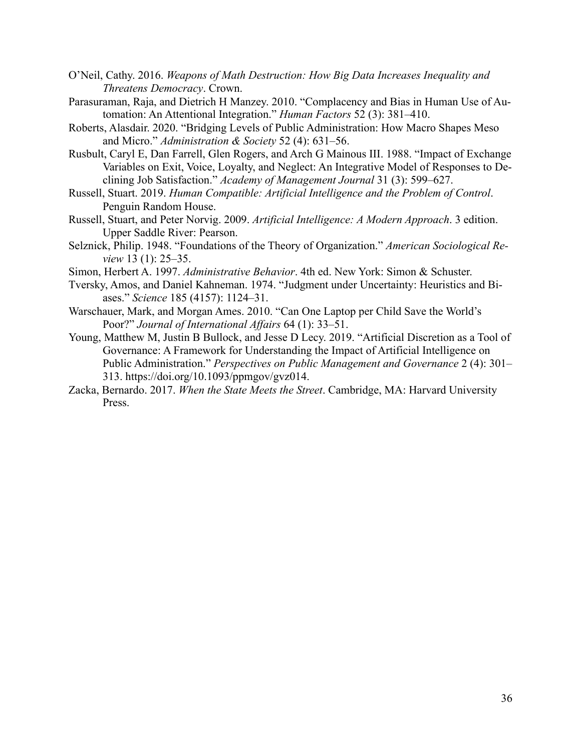O'Neil, Cathy. 2016. *Weapons of Math Destruction: How Big Data Increases Inequality and Threatens Democracy*. Crown.

Parasuraman, Raja, and Dietrich H Manzey. 2010. "Complacency and Bias in Human Use of Automation: An Attentional Integration." *Human Factors* 52 (3): 381–410.

Roberts, Alasdair. 2020. "Bridging Levels of Public Administration: How Macro Shapes Meso and Micro." *Administration & Society* 52 (4): 631–56.

Rusbult, Caryl E, Dan Farrell, Glen Rogers, and Arch G Mainous III. 1988. "Impact of Exchange Variables on Exit, Voice, Loyalty, and Neglect: An Integrative Model of Responses to Declining Job Satisfaction." *Academy of Management Journal* 31 (3): 599–627.

Russell, Stuart. 2019. *Human Compatible: Artificial Intelligence and the Problem of Control*. Penguin Random House.

Russell, Stuart, and Peter Norvig. 2009. *Artificial Intelligence: A Modern Approach*. 3 edition. Upper Saddle River: Pearson.

Selznick, Philip. 1948. "Foundations of the Theory of Organization." *American Sociological Review* 13 (1): 25–35.

Simon, Herbert A. 1997. *Administrative Behavior*. 4th ed. New York: Simon & Schuster.

Tversky, Amos, and Daniel Kahneman. 1974. "Judgment under Uncertainty: Heuristics and Biases." *Science* 185 (4157): 1124–31.

Warschauer, Mark, and Morgan Ames. 2010. "Can One Laptop per Child Save the World's Poor?" *Journal of International Affairs* 64 (1): 33–51.

Young, Matthew M, Justin B Bullock, and Jesse D Lecy. 2019. "Artificial Discretion as a Tool of Governance: A Framework for Understanding the Impact of Artificial Intelligence on Public Administration." *Perspectives on Public Management and Governance* 2 (4): 301–313. https://doi.org/10.1093/ppmgov/gvz014.

Zacka, Bernardo. 2017. *When the State Meets the Street*. Cambridge, MA: Harvard University Press.